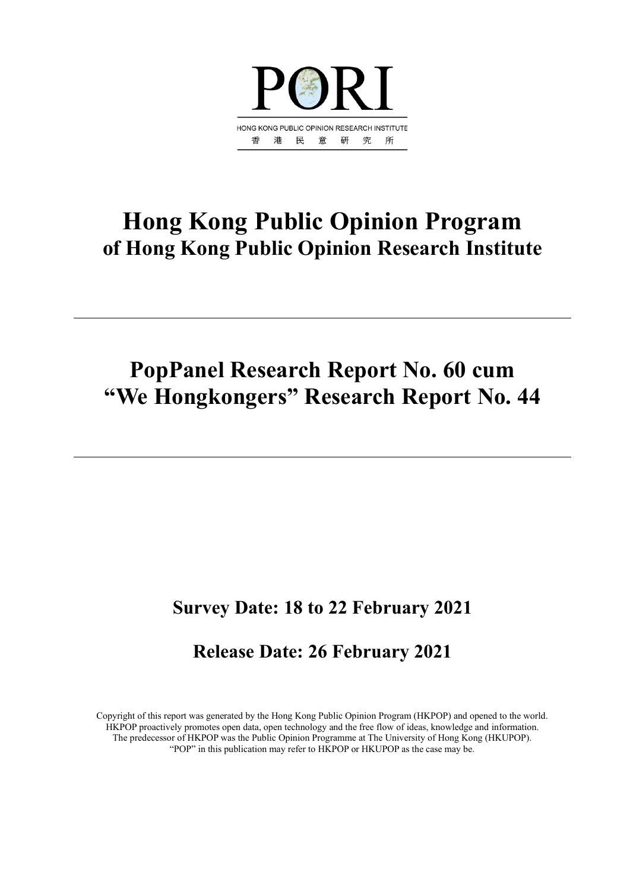PORI

HONG KONG PUBLIC OPINION RESEARCH INSTITUTE

香 港 民 意 研 究 所

# Hong Kong Public Opinion Program
## of Hong Kong Public Opinion Research Institute

# PopPanel Research Report No. 60 cum "We Hongkongers" Research Report No. 44

## Survey Date: 18 to 22 February 2021

## Release Date: 26 February 2021

Copyright of this report was generated by the Hong Kong Public Opinion Program (HKPOP) and opened to the world. HKPOP proactively promotes open data, open technology and the free flow of ideas, knowledge and information. The predecessor of HKPOP was the Public Opinion Programme at The University of Hong Kong (HKUPOP). "POP" in this publication may refer to HKPOP or HKUPOP as the case may be.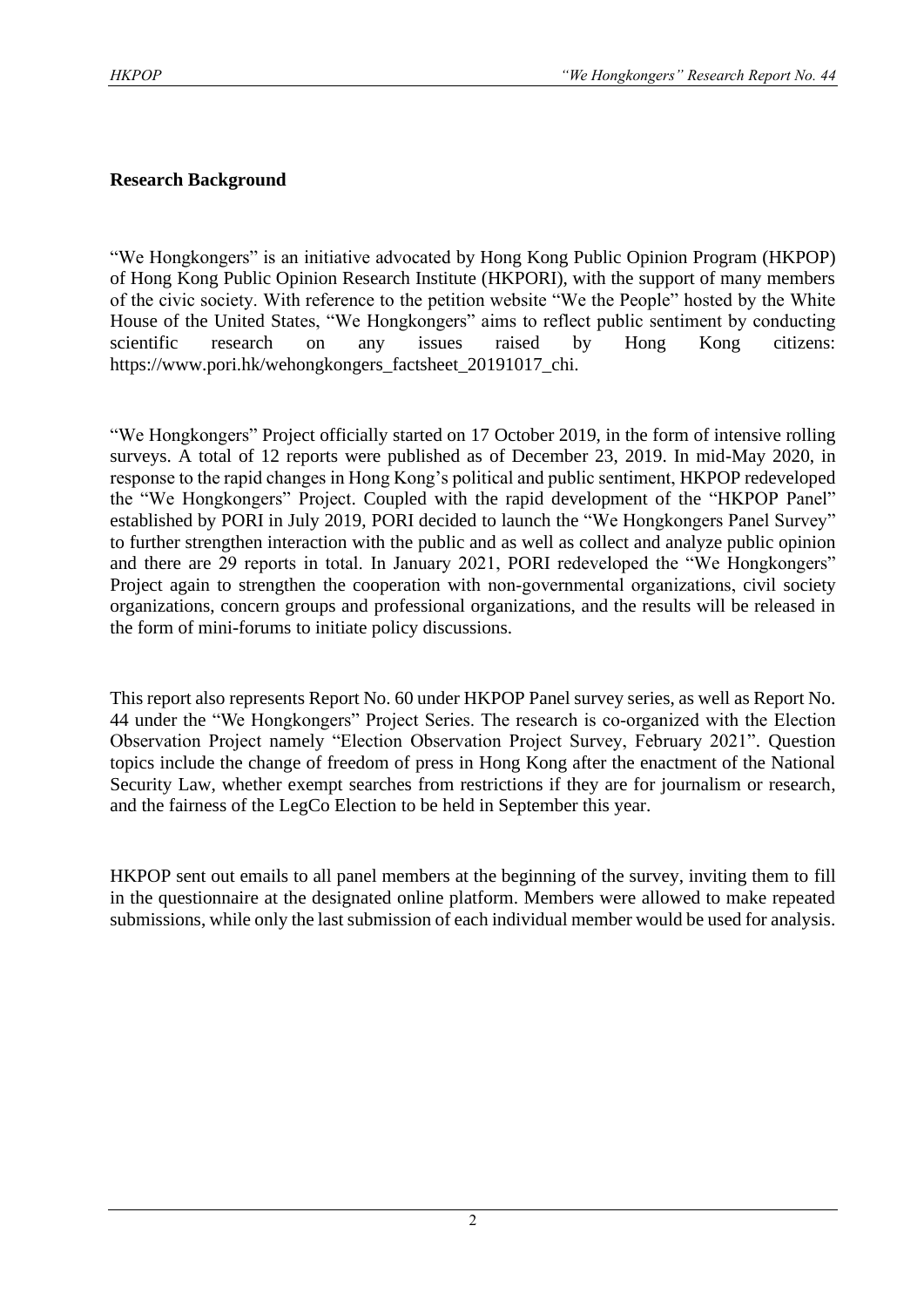## Research Background

"We Hongkongers" is an initiative advocated by Hong Kong Public Opinion Program (HKPOP) of Hong Kong Public Opinion Research Institute (HKPORI), with the support of many members of the civic society. With reference to the petition website "We the People" hosted by the White House of the United States, "We Hongkongers" aims to reflect public sentiment by conducting scientific research on any issues raised by Hong Kong citizens: https://www.pori.hk/wehongkongers_factsheet_20191017_chi.

"We Hongkongers" Project officially started on 17 October 2019, in the form of intensive rolling surveys. A total of 12 reports were published as of December 23, 2019. In mid-May 2020, in response to the rapid changes in Hong Kong's political and public sentiment, HKPOP redeveloped the "We Hongkongers" Project. Coupled with the rapid development of the "HKPOP Panel" established by PORI in July 2019, PORI decided to launch the "We Hongkongers Panel Survey" to further strengthen interaction with the public and as well as collect and analyze public opinion and there are 29 reports in total. In January 2021, PORI redeveloped the "We Hongkongers" Project again to strengthen the cooperation with non-governmental organizations, civil society organizations, concern groups and professional organizations, and the results will be released in the form of mini-forums to initiate policy discussions.

This report also represents Report No. 60 under HKPOP Panel survey series, as well as Report No. 44 under the "We Hongkongers" Project Series. The research is co-organized with the Election Observation Project namely "Election Observation Project Survey, February 2021". Question topics include the change of freedom of press in Hong Kong after the enactment of the National Security Law, whether exempt searches from restrictions if they are for journalism or research, and the fairness of the LegCo Election to be held in September this year.

HKPOP sent out emails to all panel members at the beginning of the survey, inviting them to fill in the questionnaire at the designated online platform. Members were allowed to make repeated submissions, while only the last submission of each individual member would be used for analysis.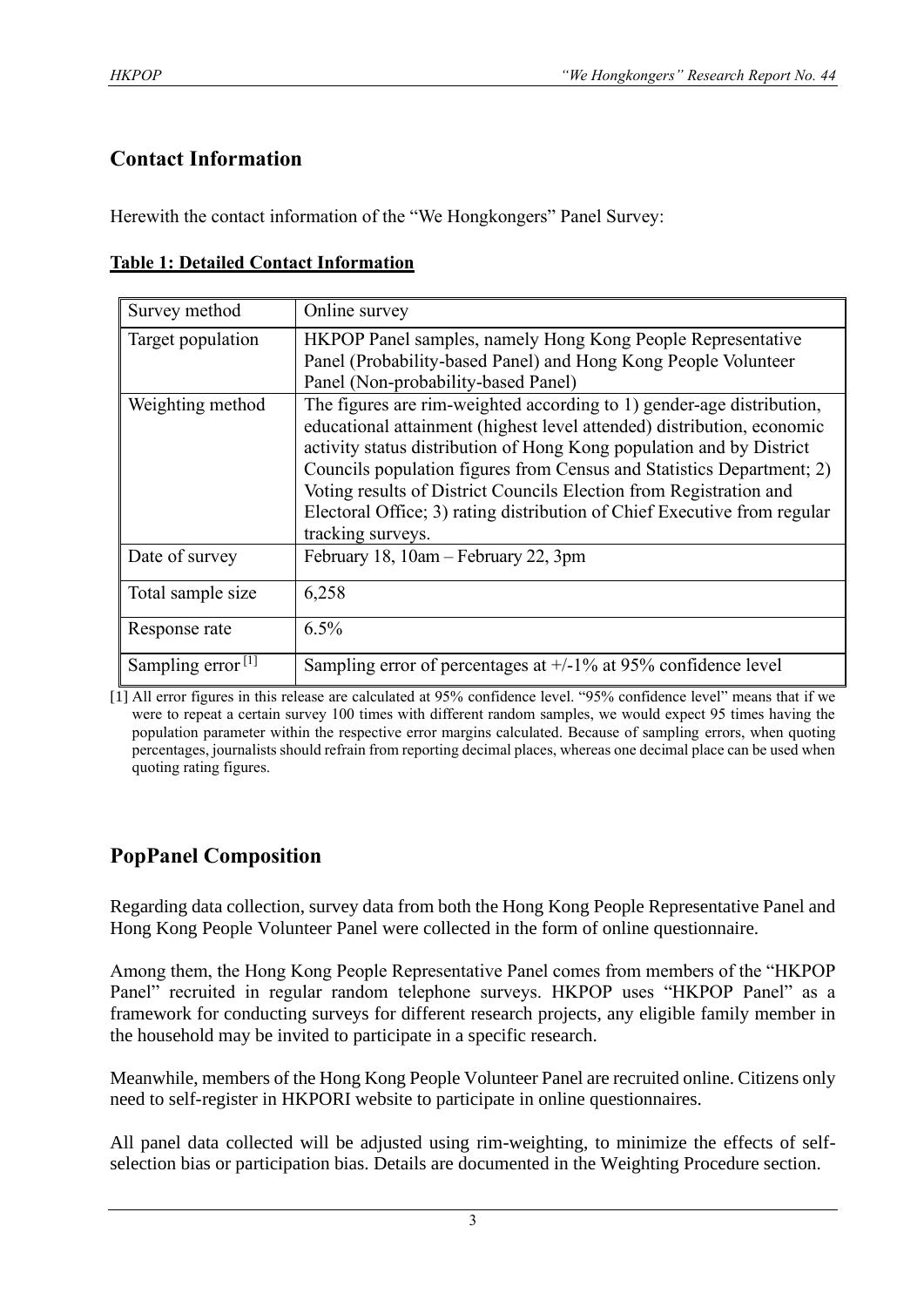## Contact Information

Herewith the contact information of the "We Hongkongers" Panel Survey:

**Table 1: Detailed Contact Information**

| Survey method | Online survey |
|---|---|
| Target population | HKPOP Panel samples, namely Hong Kong People Representative Panel (Probability-based Panel) and Hong Kong People Volunteer Panel (Non-probability-based Panel) |
| Weighting method | The figures are rim-weighted according to 1) gender-age distribution, educational attainment (highest level attended) distribution, economic activity status distribution of Hong Kong population and by District Councils population figures from Census and Statistics Department; 2) Voting results of District Councils Election from Registration and Electoral Office; 3) rating distribution of Chief Executive from regular tracking surveys. |
| Date of survey | February 18, 10am – February 22, 3pm |
| Total sample size | 6,258 |
| Response rate | 6.5% |
| Sampling error [1] | Sampling error of percentages at +/-1% at 95% confidence level |

[1] All error figures in this release are calculated at 95% confidence level. "95% confidence level" means that if we were to repeat a certain survey 100 times with different random samples, we would expect 95 times having the population parameter within the respective error margins calculated. Because of sampling errors, when quoting percentages, journalists should refrain from reporting decimal places, whereas one decimal place can be used when quoting rating figures.

## PopPanel Composition

Regarding data collection, survey data from both the Hong Kong People Representative Panel and Hong Kong People Volunteer Panel were collected in the form of online questionnaire.

Among them, the Hong Kong People Representative Panel comes from members of the "HKPOP Panel" recruited in regular random telephone surveys. HKPOP uses "HKPOP Panel" as a framework for conducting surveys for different research projects, any eligible family member in the household may be invited to participate in a specific research.

Meanwhile, members of the Hong Kong People Volunteer Panel are recruited online. Citizens only need to self-register in HKPORI website to participate in online questionnaires.

All panel data collected will be adjusted using rim-weighting, to minimize the effects of self-selection bias or participation bias. Details are documented in the Weighting Procedure section.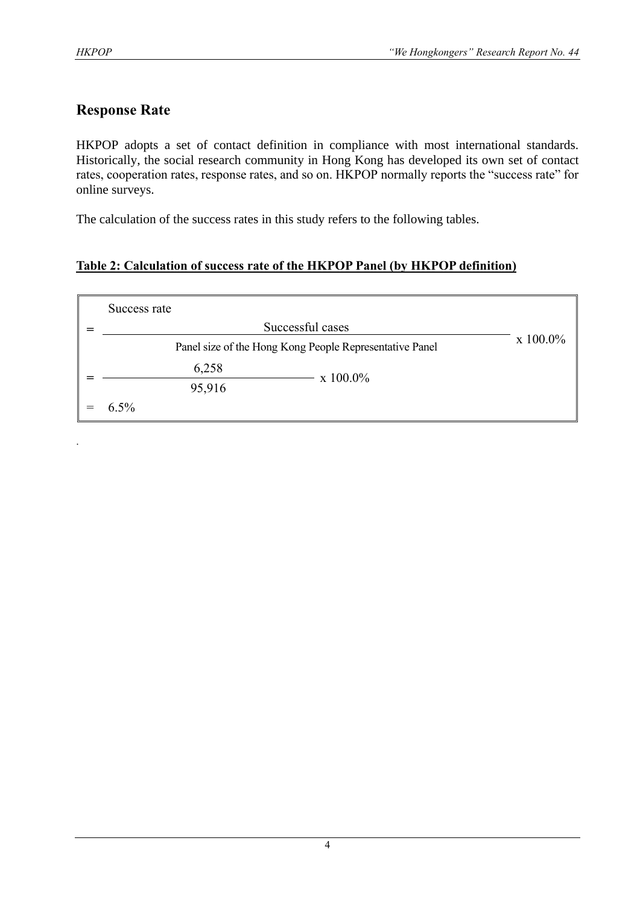## Response Rate

HKPOP adopts a set of contact definition in compliance with most international standards. Historically, the social research community in Hong Kong has developed its own set of contact rates, cooperation rates, response rates, and so on. HKPOP normally reports the "success rate" for online surveys.

The calculation of the success rates in this study refers to the following tables.

**Table 2: Calculation of success rate of the HKPOP Panel (by HKPOP definition)**

$$\text{Success rate} = \frac{\text{Successful cases}}{\text{Panel size of the Hong Kong People Representative Panel}} \times 100.0\%$$

$$= \frac{6{,}258}{95{,}916} \times 100.0\%$$

$$= 6.5\%$$

.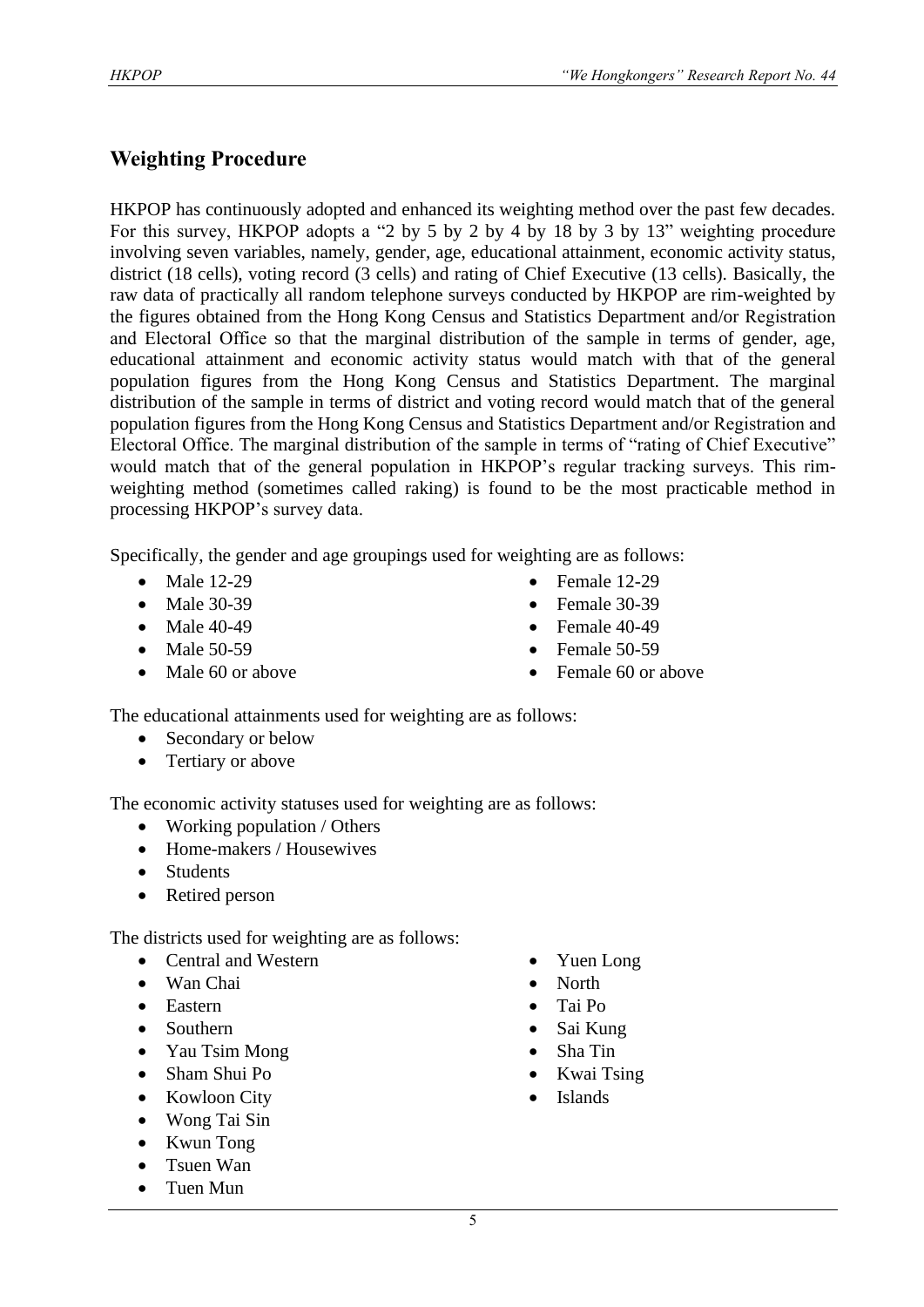## Weighting Procedure

HKPOP has continuously adopted and enhanced its weighting method over the past few decades. For this survey, HKPOP adopts a "2 by 5 by 2 by 4 by 18 by 3 by 13" weighting procedure involving seven variables, namely, gender, age, educational attainment, economic activity status, district (18 cells), voting record (3 cells) and rating of Chief Executive (13 cells). Basically, the raw data of practically all random telephone surveys conducted by HKPOP are rim-weighted by the figures obtained from the Hong Kong Census and Statistics Department and/or Registration and Electoral Office so that the marginal distribution of the sample in terms of gender, age, educational attainment and economic activity status would match with that of the general population figures from the Hong Kong Census and Statistics Department. The marginal distribution of the sample in terms of district and voting record would match that of the general population figures from the Hong Kong Census and Statistics Department and/or Registration and Electoral Office. The marginal distribution of the sample in terms of "rating of Chief Executive" would match that of the general population in HKPOP's regular tracking surveys. This rim-weighting method (sometimes called raking) is found to be the most practicable method in processing HKPOP's survey data.

Specifically, the gender and age groupings used for weighting are as follows:

- Male 12-29
- Male 30-39
- Male 40-49
- Male 50-59
- Male 60 or above
- Female 12-29
- Female 30-39
- Female 40-49
- Female 50-59
- Female 60 or above

The educational attainments used for weighting are as follows:

- Secondary or below
- Tertiary or above

The economic activity statuses used for weighting are as follows:

- Working population / Others
- Home-makers / Housewives
- Students
- Retired person

The districts used for weighting are as follows:

- Central and Western
- Wan Chai
- Eastern
- Southern
- Yau Tsim Mong
- Sham Shui Po
- Kowloon City
- Wong Tai Sin
- Kwun Tong
- Tsuen Wan
- Tuen Mun
- Yuen Long
- North
- Tai Po
- Sai Kung
- Sha Tin
- Kwai Tsing
- Islands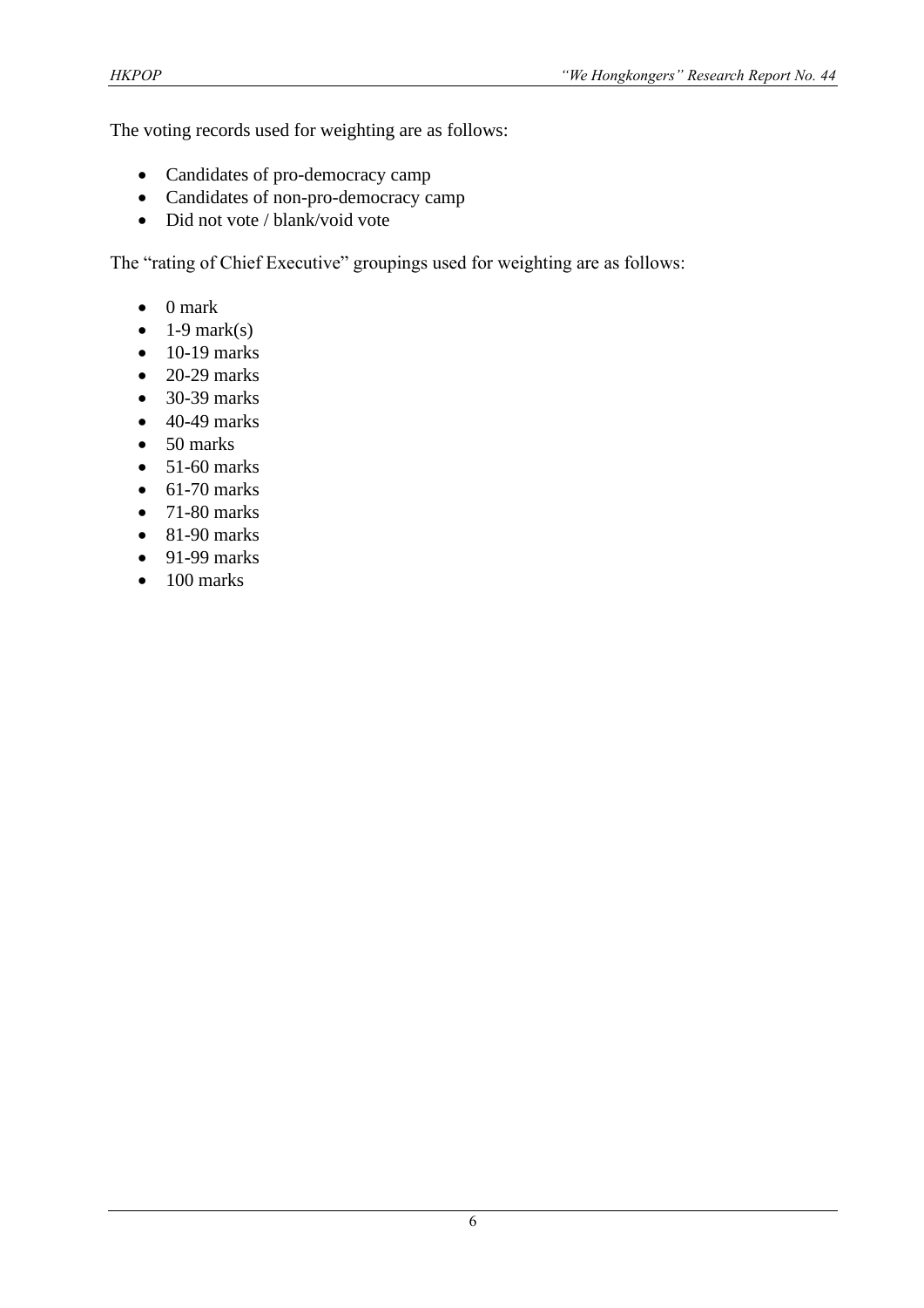The voting records used for weighting are as follows:

- Candidates of pro-democracy camp
- Candidates of non-pro-democracy camp
- Did not vote / blank/void vote

The "rating of Chief Executive" groupings used for weighting are as follows:

- 0 mark
- 1-9 mark(s)
- 10-19 marks
- 20-29 marks
- 30-39 marks
- 40-49 marks
- 50 marks
- 51-60 marks
- 61-70 marks
- 71-80 marks
- 81-90 marks
- 91-99 marks
- 100 marks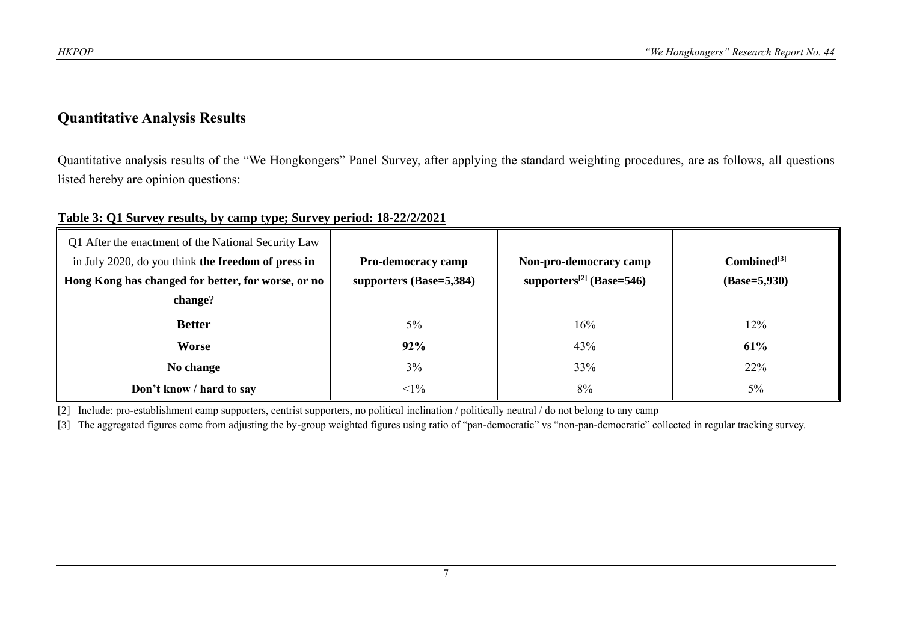## Quantitative Analysis Results

Quantitative analysis results of the "We Hongkongers" Panel Survey, after applying the standard weighting procedures, are as follows, all questions listed hereby are opinion questions:

**Table 3: Q1 Survey results, by camp type; Survey period: 18-22/2/2021**

| Q1 After the enactment of the National Security Law in July 2020, do you think **the freedom of press in Hong Kong has changed for better, for worse, or no change**? | **Pro-democracy camp supporters (Base=5,384)** | **Non-pro-democracy camp supporters[2] (Base=546)** | **Combined[3] (Base=5,930)** |
|---|---|---|---|
| **Better** | 5% | 16% | 12% |
| **Worse** | **92%** | 43% | **61%** |
| **No change** | 3% | 33% | 22% |
| **Don't know / hard to say** | <1% | 8% | 5% |

[2] Include: pro-establishment camp supporters, centrist supporters, no political inclination / politically neutral / do not belong to any camp

[3] The aggregated figures come from adjusting the by-group weighted figures using ratio of "pan-democratic" vs "non-pan-democratic" collected in regular tracking survey.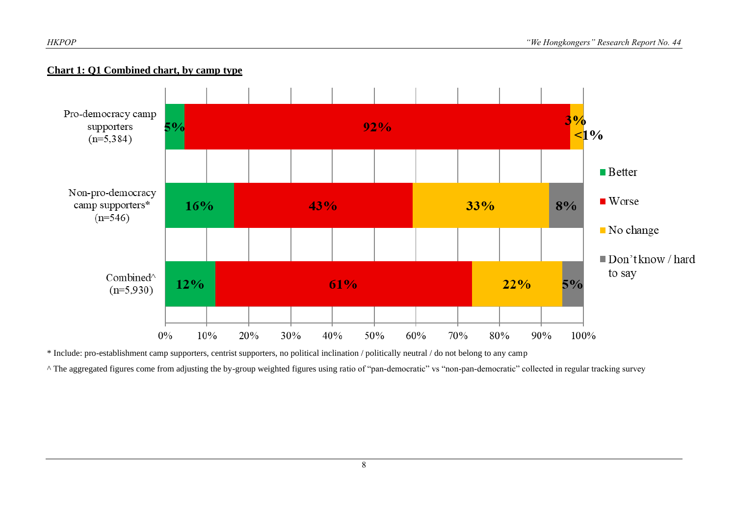**Chart 1: Q1 Combined chart, by camp type**

| | Better | Worse | No change | Don't know / hard to say |
|---|---|---|---|---|
| Pro-democracy camp supporters (n=5,384) | 5% | 92% | 3% | <1% |
| Non-pro-democracy camp supporters* (n=546) | 16% | 43% | 33% | 8% |
| Combined^ (n=5,930) | 12% | 61% | 22% | 5% |

\* Include: pro-establishment camp supporters, centrist supporters, no political inclination / politically neutral / do not belong to any camp

^ The aggregated figures come from adjusting the by-group weighted figures using ratio of "pan-democratic" vs "non-pan-democratic" collected in regular tracking survey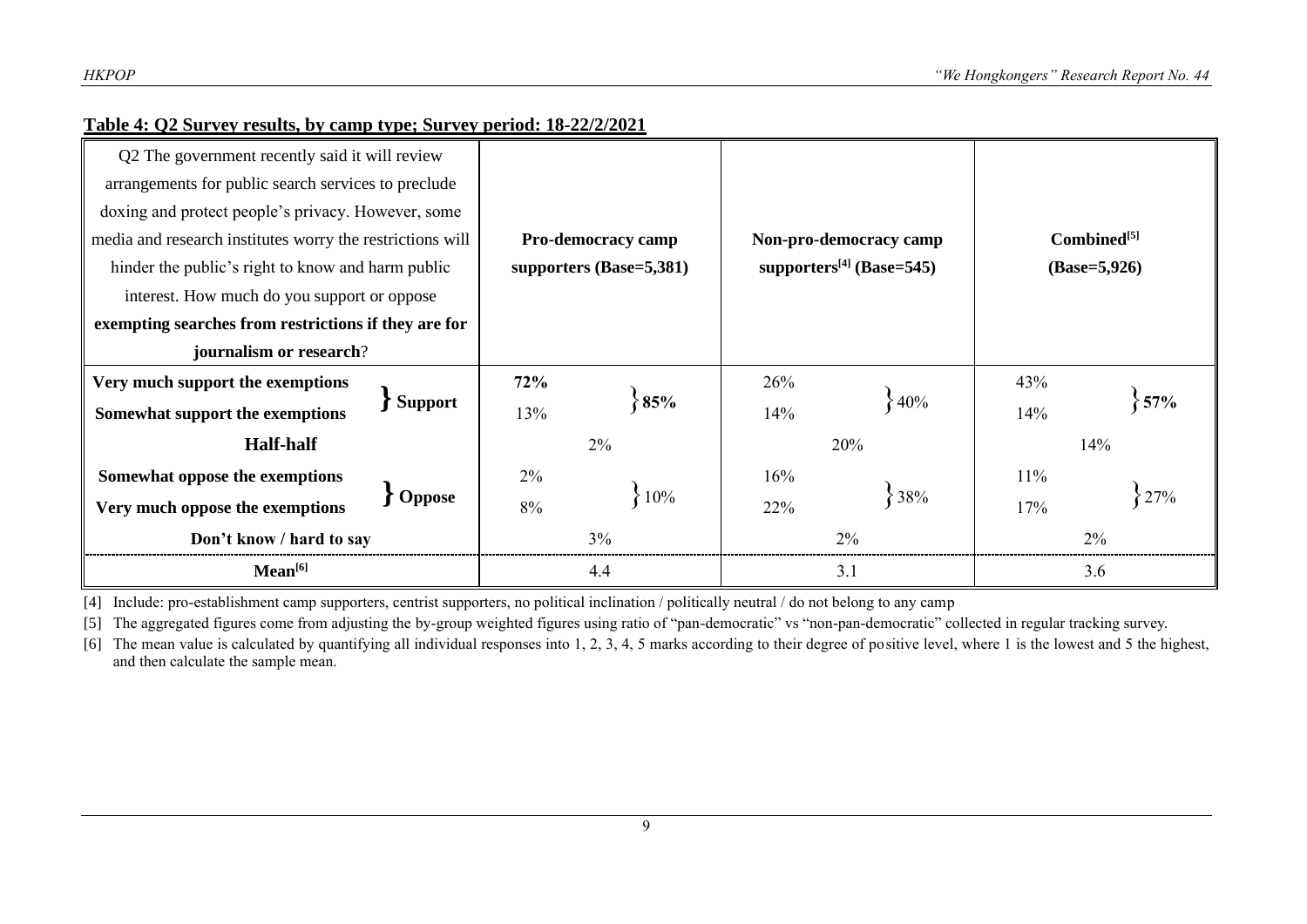**Table 4: Q2 Survey results, by camp type; Survey period: 18-22/2/2021**

| Q2 The government recently said it will review arrangements for public search services to preclude doxing and protect people's privacy. However, some media and research institutes worry the restrictions will hinder the public's right to know and harm public interest. How much do you support or oppose **exempting searches from restrictions if they are for journalism or research**? | | Pro-democracy camp supporters (Base=5,381) | | Non-pro-democracy camp supporters[4] (Base=545) | | Combined[5] (Base=5,926) | |
|---|---|---|---|---|---|---|---|
| **Very much support the exemptions** | **Support** | **72%** | **85%** | 26% | 40% | 43% | **57%** |
| **Somewhat support the exemptions** | | 13% | | 14% | | 14% | |
| **Half-half** | | 2% | | 20% | | 14% | |
| **Somewhat oppose the exemptions** | **Oppose** | 2% | 10% | 16% | 38% | 11% | 27% |
| **Very much oppose the exemptions** | | 8% | | 22% | | 17% | |
| **Don't know / hard to say** | | 3% | | 2% | | 2% | |
| **Mean[6]** | | 4.4 | | 3.1 | | 3.6 | |

[4] Include: pro-establishment camp supporters, centrist supporters, no political inclination / politically neutral / do not belong to any camp

[5] The aggregated figures come from adjusting the by-group weighted figures using ratio of "pan-democratic" vs "non-pan-democratic" collected in regular tracking survey.

[6] The mean value is calculated by quantifying all individual responses into 1, 2, 3, 4, 5 marks according to their degree of positive level, where 1 is the lowest and 5 the highest, and then calculate the sample mean.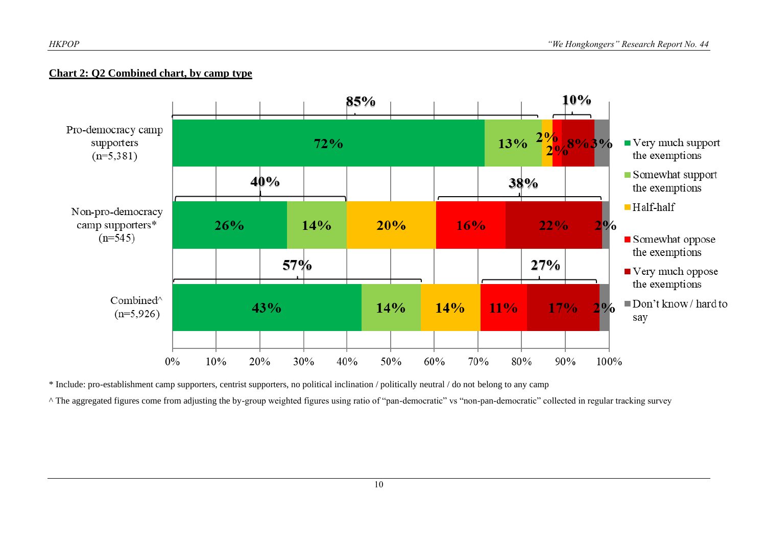**Chart 2: Q2 Combined chart, by camp type**

| | Very much support the exemptions | Somewhat support the exemptions | Half-half | Somewhat oppose the exemptions | Very much oppose the exemptions | Don't know / hard to say |
|---|---|---|---|---|---|---|
| Pro-democracy camp supporters (n=5,381) | 72% | 13% | 2% | 2% | 8% | 3% |
| Non-pro-democracy camp supporters* (n=545) | 26% | 14% | 20% | 16% | 22% | 2% |
| Combined^ (n=5,926) | 43% | 14% | 14% | 11% | 17% | 2% |

Support subtotals: Pro-democracy camp supporters 85%; Non-pro-democracy camp supporters 40%; Combined 57%.

Oppose subtotals: Pro-democracy camp supporters 10%; Non-pro-democracy camp supporters 38%; Combined 27%.

\* Include: pro-establishment camp supporters, centrist supporters, no political inclination / politically neutral / do not belong to any camp

^ The aggregated figures come from adjusting the by-group weighted figures using ratio of "pan-democratic" vs "non-pan-democratic" collected in regular tracking survey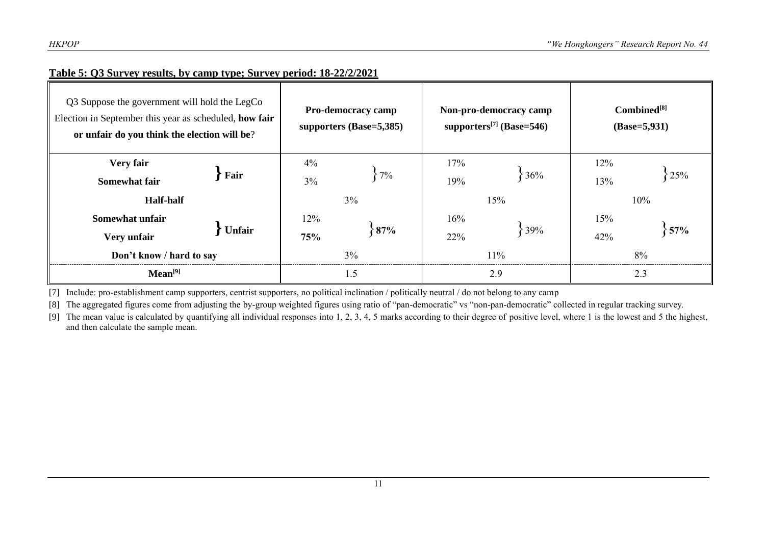**Table 5: Q3 Survey results, by camp type; Survey period: 18-22/2/2021**

| Q3 Suppose the government will hold the LegCo Election in September this year as scheduled, **how fair or unfair do you think the election will be**? | | Pro-democracy camp supporters (Base=5,385) | | Non-pro-democracy camp supporters[7] (Base=546) | | Combined[8] (Base=5,931) | |
|---|---|---|---|---|---|---|---|
| **Very fair** | **Fair** | 4% | 7% | 17% | 36% | 12% | 25% |
| **Somewhat fair** | | 3% | | 19% | | 13% | |
| **Half-half** | | 3% | | 15% | | 10% | |
| **Somewhat unfair** | **Unfair** | 12% | **87%** | 16% | 39% | 15% | **57%** |
| **Very unfair** | | **75%** | | 22% | | 42% | |
| **Don't know / hard to say** | | 3% | | 11% | | 8% | |
| **Mean[9]** | | 1.5 | | 2.9 | | 2.3 | |

[7] Include: pro-establishment camp supporters, centrist supporters, no political inclination / politically neutral / do not belong to any camp

[8] The aggregated figures come from adjusting the by-group weighted figures using ratio of "pan-democratic" vs "non-pan-democratic" collected in regular tracking survey.

[9] The mean value is calculated by quantifying all individual responses into 1, 2, 3, 4, 5 marks according to their degree of positive level, where 1 is the lowest and 5 the highest, and then calculate the sample mean.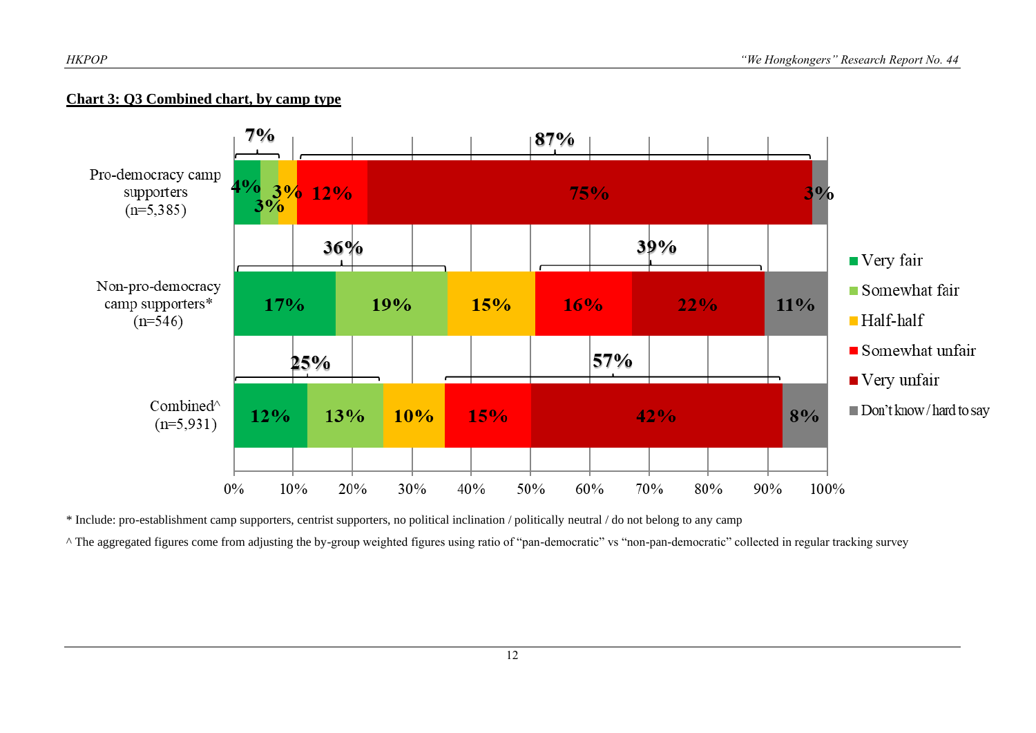**Chart 3: Q3 Combined chart, by camp type**

| | Very fair | Somewhat fair | Half-half | Somewhat unfair | Very unfair | Don't know / hard to say |
|---|---|---|---|---|---|---|
| Pro-democracy camp supporters (n=5,385) | 4% | 3% | 3% | 12% | 75% | 3% |
| Non-pro-democracy camp supporters* (n=546) | 17% | 19% | 15% | 16% | 22% | 11% |
| Combined^ (n=5,931) | 12% | 13% | 10% | 15% | 42% | 8% |

Bracketed totals shown on the chart (fair = Very fair + Somewhat fair; unfair = Somewhat unfair + Very unfair):

| | Fair | Unfair |
|---|---|---|
| Pro-democracy camp supporters (n=5,385) | 7% | 87% |
| Non-pro-democracy camp supporters* (n=546) | 36% | 39% |
| Combined^ (n=5,931) | 25% | 57% |

\* Include: pro-establishment camp supporters, centrist supporters, no political inclination / politically neutral / do not belong to any camp

^ The aggregated figures come from adjusting the by-group weighted figures using ratio of "pan-democratic" vs "non-pan-democratic" collected in regular tracking survey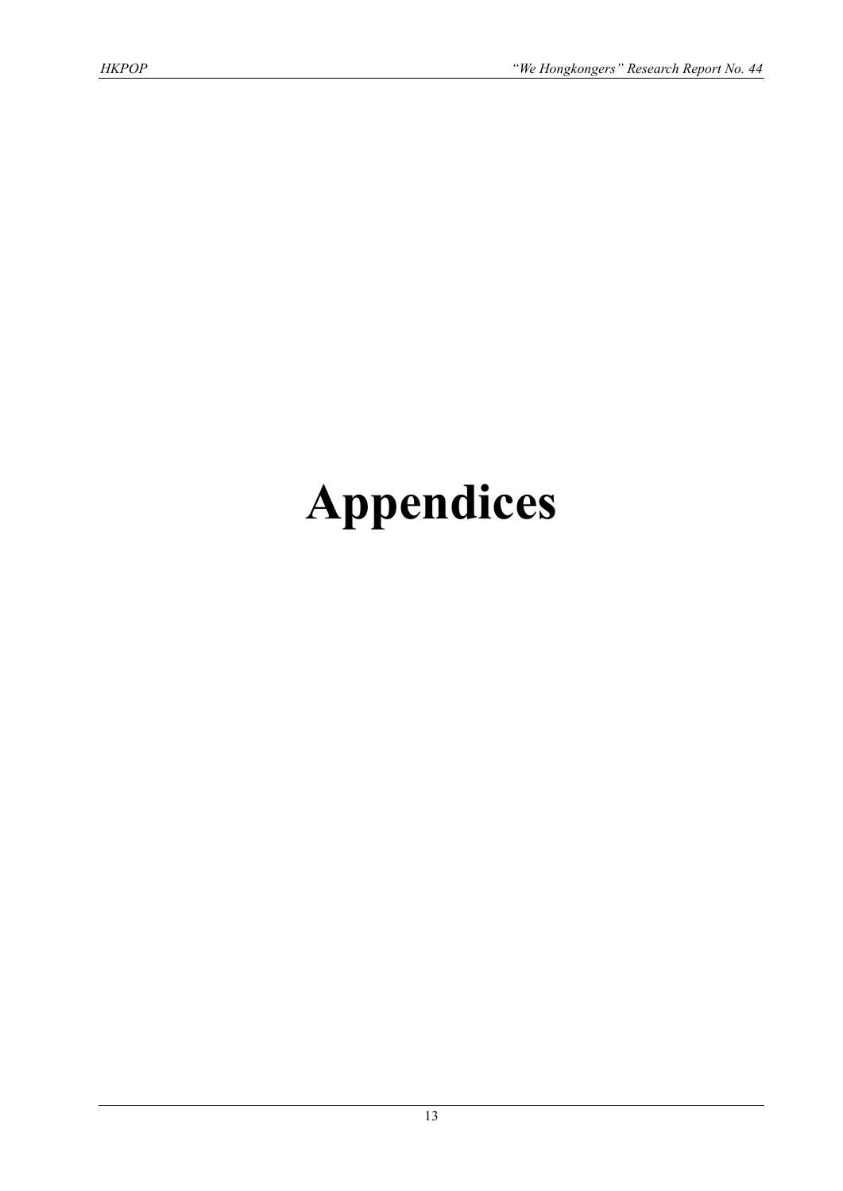# Appendices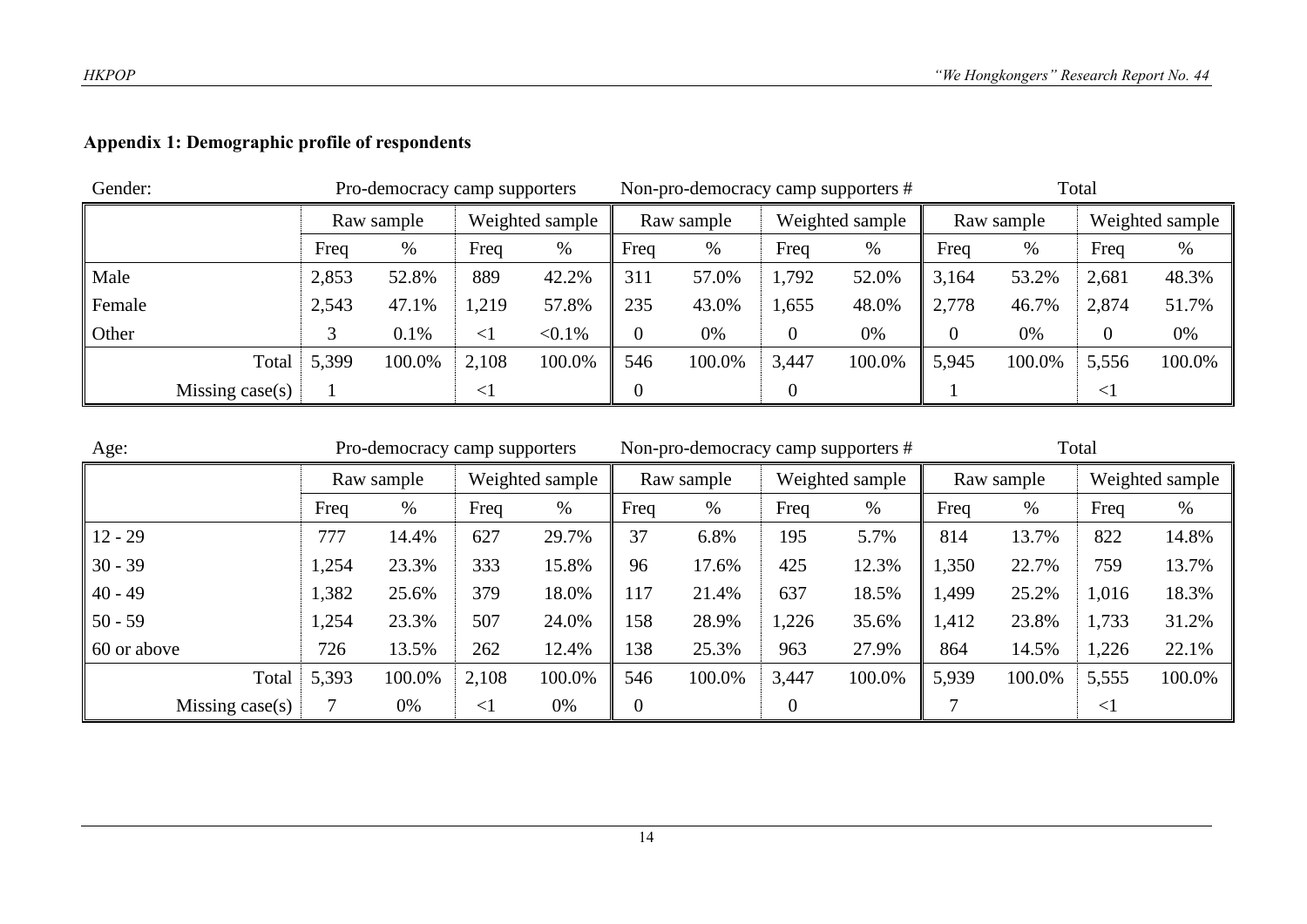## Appendix 1: Demographic profile of respondents

Gender:

| | Pro-democracy camp supporters | | | | Non-pro-democracy camp supporters # | | | | Total | | | |
|---|---|---|---|---|---|---|---|---|---|---|---|---|
| | Raw sample | | Weighted sample | | Raw sample | | Weighted sample | | Raw sample | | Weighted sample | |
| | Freq | % | Freq | % | Freq | % | Freq | % | Freq | % | Freq | % |
| Male | 2,853 | 52.8% | 889 | 42.2% | 311 | 57.0% | 1,792 | 52.0% | 3,164 | 53.2% | 2,681 | 48.3% |
| Female | 2,543 | 47.1% | 1,219 | 57.8% | 235 | 43.0% | 1,655 | 48.0% | 2,778 | 46.7% | 2,874 | 51.7% |
| Other | 3 | 0.1% | <1 | <0.1% | 0 | 0% | 0 | 0% | 0 | 0% | 0 | 0% |
| Total | 5,399 | 100.0% | 2,108 | 100.0% | 546 | 100.0% | 3,447 | 100.0% | 5,945 | 100.0% | 5,556 | 100.0% |
| Missing case(s) | 1 | | <1 | | 0 | | 0 | | 1 | | <1 | |

Age:

| | Pro-democracy camp supporters | | | | Non-pro-democracy camp supporters # | | | | Total | | | |
|---|---|---|---|---|---|---|---|---|---|---|---|---|
| | Raw sample | | Weighted sample | | Raw sample | | Weighted sample | | Raw sample | | Weighted sample | |
| | Freq | % | Freq | % | Freq | % | Freq | % | Freq | % | Freq | % |
| 12 - 29 | 777 | 14.4% | 627 | 29.7% | 37 | 6.8% | 195 | 5.7% | 814 | 13.7% | 822 | 14.8% |
| 30 - 39 | 1,254 | 23.3% | 333 | 15.8% | 96 | 17.6% | 425 | 12.3% | 1,350 | 22.7% | 759 | 13.7% |
| 40 - 49 | 1,382 | 25.6% | 379 | 18.0% | 117 | 21.4% | 637 | 18.5% | 1,499 | 25.2% | 1,016 | 18.3% |
| 50 - 59 | 1,254 | 23.3% | 507 | 24.0% | 158 | 28.9% | 1,226 | 35.6% | 1,412 | 23.8% | 1,733 | 31.2% |
| 60 or above | 726 | 13.5% | 262 | 12.4% | 138 | 25.3% | 963 | 27.9% | 864 | 14.5% | 1,226 | 22.1% |
| Total | 5,393 | 100.0% | 2,108 | 100.0% | 546 | 100.0% | 3,447 | 100.0% | 5,939 | 100.0% | 5,555 | 100.0% |
| Missing case(s) | 7 | 0% | <1 | 0% | 0 | | 0 | | 7 | | <1 | |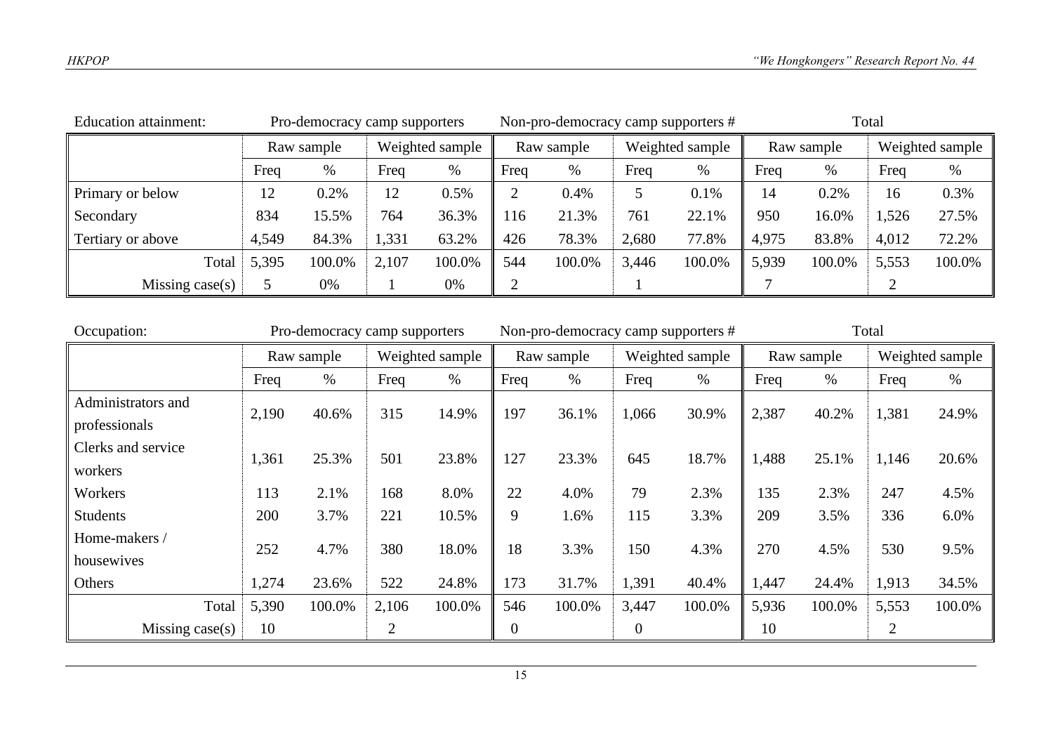| Education attainment: | Pro-democracy camp supporters | | | | Non-pro-democracy camp supporters # | | | | Total | | | |
|---|---|---|---|---|---|---|---|---|---|---|---|---|
| | Raw sample | | Weighted sample | | Raw sample | | Weighted sample | | Raw sample | | Weighted sample | |
| | Freq | % | Freq | % | Freq | % | Freq | % | Freq | % | Freq | % |
| Primary or below | 12 | 0.2% | 12 | 0.5% | 2 | 0.4% | 5 | 0.1% | 14 | 0.2% | 16 | 0.3% |
| Secondary | 834 | 15.5% | 764 | 36.3% | 116 | 21.3% | 761 | 22.1% | 950 | 16.0% | 1,526 | 27.5% |
| Tertiary or above | 4,549 | 84.3% | 1,331 | 63.2% | 426 | 78.3% | 2,680 | 77.8% | 4,975 | 83.8% | 4,012 | 72.2% |
| Total | 5,395 | 100.0% | 2,107 | 100.0% | 544 | 100.0% | 3,446 | 100.0% | 5,939 | 100.0% | 5,553 | 100.0% |
| Missing case(s) | 5 | 0% | 1 | 0% | 2 | | 1 | | 7 | | 2 | |

| Occupation: | Pro-democracy camp supporters | | | | Non-pro-democracy camp supporters # | | | | Total | | | |
|---|---|---|---|---|---|---|---|---|---|---|---|---|
| | Raw sample | | Weighted sample | | Raw sample | | Weighted sample | | Raw sample | | Weighted sample | |
| | Freq | % | Freq | % | Freq | % | Freq | % | Freq | % | Freq | % |
| Administrators and professionals | 2,190 | 40.6% | 315 | 14.9% | 197 | 36.1% | 1,066 | 30.9% | 2,387 | 40.2% | 1,381 | 24.9% |
| Clerks and service workers | 1,361 | 25.3% | 501 | 23.8% | 127 | 23.3% | 645 | 18.7% | 1,488 | 25.1% | 1,146 | 20.6% |
| Workers | 113 | 2.1% | 168 | 8.0% | 22 | 4.0% | 79 | 2.3% | 135 | 2.3% | 247 | 4.5% |
| Students | 200 | 3.7% | 221 | 10.5% | 9 | 1.6% | 115 | 3.3% | 209 | 3.5% | 336 | 6.0% |
| Home-makers / housewives | 252 | 4.7% | 380 | 18.0% | 18 | 3.3% | 150 | 4.3% | 270 | 4.5% | 530 | 9.5% |
| Others | 1,274 | 23.6% | 522 | 24.8% | 173 | 31.7% | 1,391 | 40.4% | 1,447 | 24.4% | 1,913 | 34.5% |
| Total | 5,390 | 100.0% | 2,106 | 100.0% | 546 | 100.0% | 3,447 | 100.0% | 5,936 | 100.0% | 5,553 | 100.0% |
| Missing case(s) | 10 | | 2 | | 0 | | 0 | | 10 | | 2 | |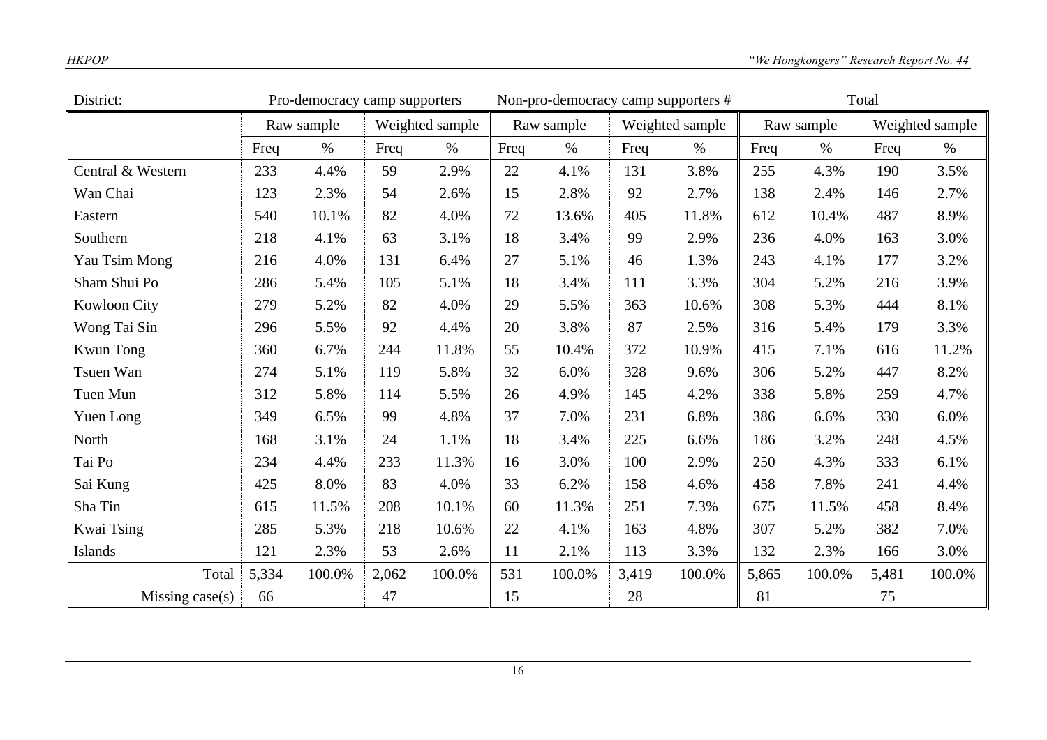| District: | Pro-democracy camp supporters | | | | Non-pro-democracy camp supporters # | | | | Total | | | |
|---|---|---|---|---|---|---|---|---|---|---|---|---|
| | Raw sample | | Weighted sample | | Raw sample | | Weighted sample | | Raw sample | | Weighted sample | |
| | Freq | % | Freq | % | Freq | % | Freq | % | Freq | % | Freq | % |
| Central & Western | 233 | 4.4% | 59 | 2.9% | 22 | 4.1% | 131 | 3.8% | 255 | 4.3% | 190 | 3.5% |
| Wan Chai | 123 | 2.3% | 54 | 2.6% | 15 | 2.8% | 92 | 2.7% | 138 | 2.4% | 146 | 2.7% |
| Eastern | 540 | 10.1% | 82 | 4.0% | 72 | 13.6% | 405 | 11.8% | 612 | 10.4% | 487 | 8.9% |
| Southern | 218 | 4.1% | 63 | 3.1% | 18 | 3.4% | 99 | 2.9% | 236 | 4.0% | 163 | 3.0% |
| Yau Tsim Mong | 216 | 4.0% | 131 | 6.4% | 27 | 5.1% | 46 | 1.3% | 243 | 4.1% | 177 | 3.2% |
| Sham Shui Po | 286 | 5.4% | 105 | 5.1% | 18 | 3.4% | 111 | 3.3% | 304 | 5.2% | 216 | 3.9% |
| Kowloon City | 279 | 5.2% | 82 | 4.0% | 29 | 5.5% | 363 | 10.6% | 308 | 5.3% | 444 | 8.1% |
| Wong Tai Sin | 296 | 5.5% | 92 | 4.4% | 20 | 3.8% | 87 | 2.5% | 316 | 5.4% | 179 | 3.3% |
| Kwun Tong | 360 | 6.7% | 244 | 11.8% | 55 | 10.4% | 372 | 10.9% | 415 | 7.1% | 616 | 11.2% |
| Tsuen Wan | 274 | 5.1% | 119 | 5.8% | 32 | 6.0% | 328 | 9.6% | 306 | 5.2% | 447 | 8.2% |
| Tuen Mun | 312 | 5.8% | 114 | 5.5% | 26 | 4.9% | 145 | 4.2% | 338 | 5.8% | 259 | 4.7% |
| Yuen Long | 349 | 6.5% | 99 | 4.8% | 37 | 7.0% | 231 | 6.8% | 386 | 6.6% | 330 | 6.0% |
| North | 168 | 3.1% | 24 | 1.1% | 18 | 3.4% | 225 | 6.6% | 186 | 3.2% | 248 | 4.5% |
| Tai Po | 234 | 4.4% | 233 | 11.3% | 16 | 3.0% | 100 | 2.9% | 250 | 4.3% | 333 | 6.1% |
| Sai Kung | 425 | 8.0% | 83 | 4.0% | 33 | 6.2% | 158 | 4.6% | 458 | 7.8% | 241 | 4.4% |
| Sha Tin | 615 | 11.5% | 208 | 10.1% | 60 | 11.3% | 251 | 7.3% | 675 | 11.5% | 458 | 8.4% |
| Kwai Tsing | 285 | 5.3% | 218 | 10.6% | 22 | 4.1% | 163 | 4.8% | 307 | 5.2% | 382 | 7.0% |
| Islands | 121 | 2.3% | 53 | 2.6% | 11 | 2.1% | 113 | 3.3% | 132 | 2.3% | 166 | 3.0% |
| Total | 5,334 | 100.0% | 2,062 | 100.0% | 531 | 100.0% | 3,419 | 100.0% | 5,865 | 100.0% | 5,481 | 100.0% |
| Missing case(s) | 66 | | 47 | | 15 | | 28 | | 81 | | 75 | |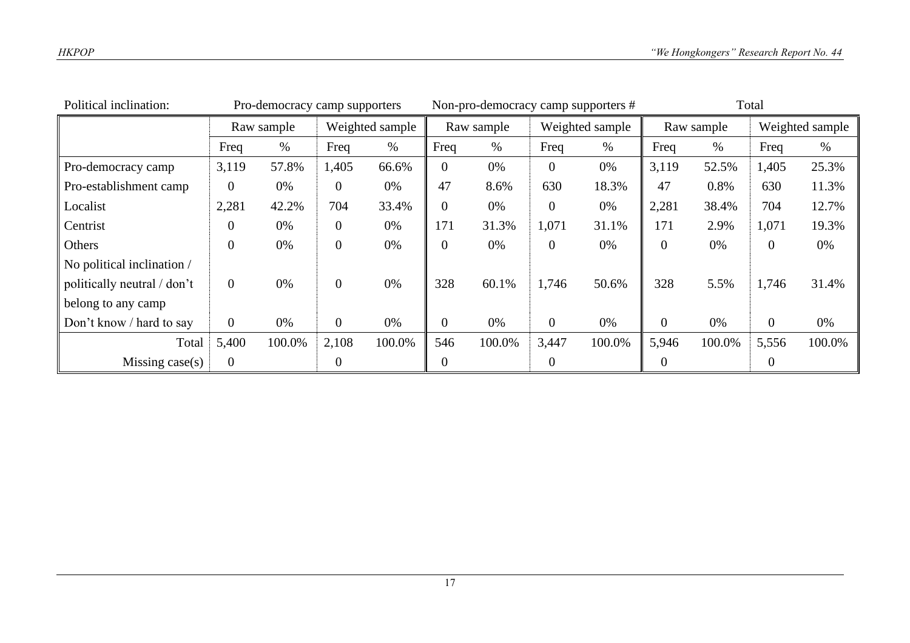| Political inclination: | Pro-democracy camp supporters | | | | Non-pro-democracy camp supporters # | | | | Total | | | |
|---|---|---|---|---|---|---|---|---|---|---|---|---|
| | Raw sample | | Weighted sample | | Raw sample | | Weighted sample | | Raw sample | | Weighted sample | |
| | Freq | % | Freq | % | Freq | % | Freq | % | Freq | % | Freq | % |
| Pro-democracy camp | 3,119 | 57.8% | 1,405 | 66.6% | 0 | 0% | 0 | 0% | 3,119 | 52.5% | 1,405 | 25.3% |
| Pro-establishment camp | 0 | 0% | 0 | 0% | 47 | 8.6% | 630 | 18.3% | 47 | 0.8% | 630 | 11.3% |
| Localist | 2,281 | 42.2% | 704 | 33.4% | 0 | 0% | 0 | 0% | 2,281 | 38.4% | 704 | 12.7% |
| Centrist | 0 | 0% | 0 | 0% | 171 | 31.3% | 1,071 | 31.1% | 171 | 2.9% | 1,071 | 19.3% |
| Others | 0 | 0% | 0 | 0% | 0 | 0% | 0 | 0% | 0 | 0% | 0 | 0% |
| No political inclination / politically neutral / don't belong to any camp | 0 | 0% | 0 | 0% | 328 | 60.1% | 1,746 | 50.6% | 328 | 5.5% | 1,746 | 31.4% |
| Don't know / hard to say | 0 | 0% | 0 | 0% | 0 | 0% | 0 | 0% | 0 | 0% | 0 | 0% |
| Total | 5,400 | 100.0% | 2,108 | 100.0% | 546 | 100.0% | 3,447 | 100.0% | 5,946 | 100.0% | 5,556 | 100.0% |
| Missing case(s) | 0 | | 0 | | 0 | | 0 | | 0 | | 0 | |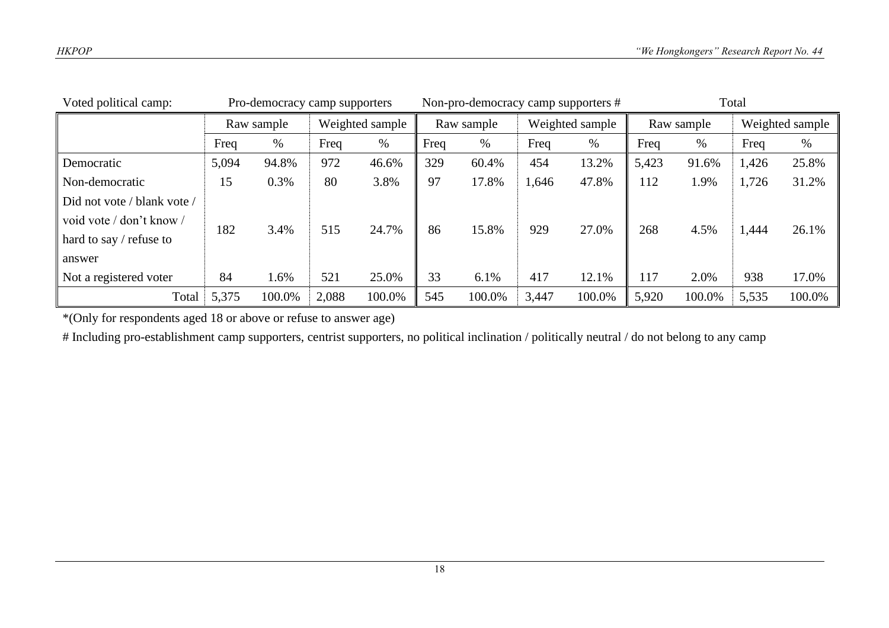| Voted political camp: | Pro-democracy camp supporters | | | | Non-pro-democracy camp supporters # | | | | Total | | | |
|---|---|---|---|---|---|---|---|---|---|---|---|---|
| | Raw sample | | Weighted sample | | Raw sample | | Weighted sample | | Raw sample | | Weighted sample | |
| | Freq | % | Freq | % | Freq | % | Freq | % | Freq | % | Freq | % |
| Democratic | 5,094 | 94.8% | 972 | 46.6% | 329 | 60.4% | 454 | 13.2% | 5,423 | 91.6% | 1,426 | 25.8% |
| Non-democratic | 15 | 0.3% | 80 | 3.8% | 97 | 17.8% | 1,646 | 47.8% | 112 | 1.9% | 1,726 | 31.2% |
| Did not vote / blank vote / void vote / don't know / hard to say / refuse to answer | 182 | 3.4% | 515 | 24.7% | 86 | 15.8% | 929 | 27.0% | 268 | 4.5% | 1,444 | 26.1% |
| Not a registered voter | 84 | 1.6% | 521 | 25.0% | 33 | 6.1% | 417 | 12.1% | 117 | 2.0% | 938 | 17.0% |
| Total | 5,375 | 100.0% | 2,088 | 100.0% | 545 | 100.0% | 3,447 | 100.0% | 5,920 | 100.0% | 5,535 | 100.0% |

*(Only for respondents aged 18 or above or refuse to answer age)

# Including pro-establishment camp supporters, centrist supporters, no political inclination / politically neutral / do not belong to any camp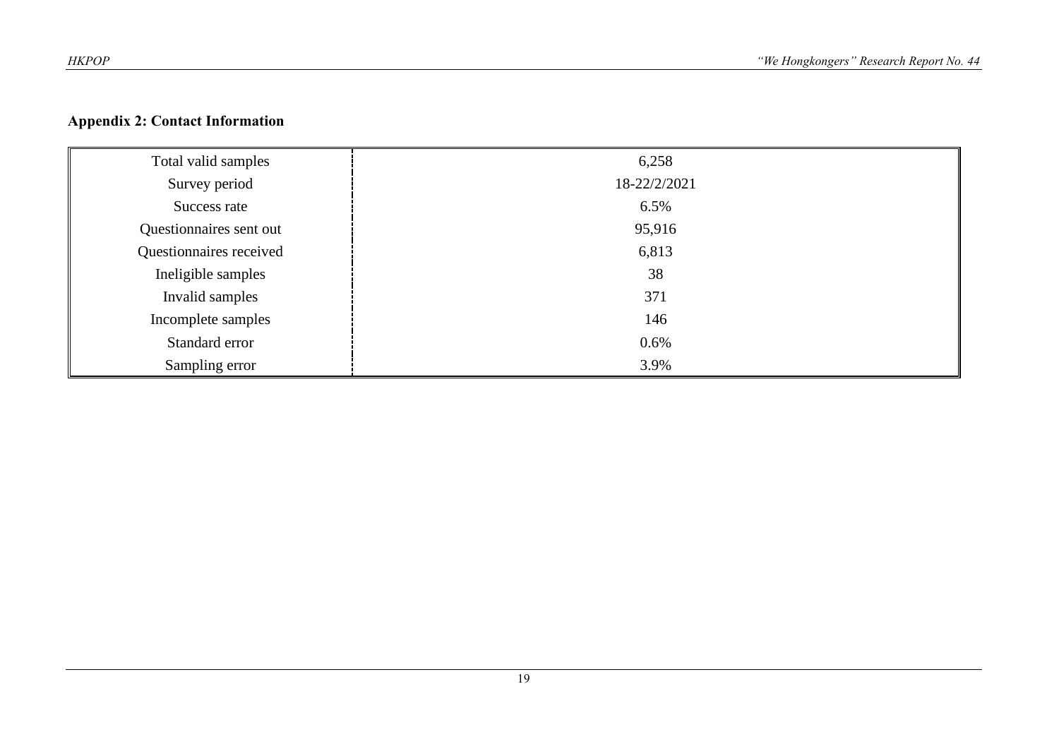## Appendix 2: Contact Information

| | |
|---|---|
| Total valid samples | 6,258 |
| Survey period | 18-22/2/2021 |
| Success rate | 6.5% |
| Questionnaires sent out | 95,916 |
| Questionnaires received | 6,813 |
| Ineligible samples | 38 |
| Invalid samples | 371 |
| Incomplete samples | 146 |
| Standard error | 0.6% |
| Sampling error | 3.9% |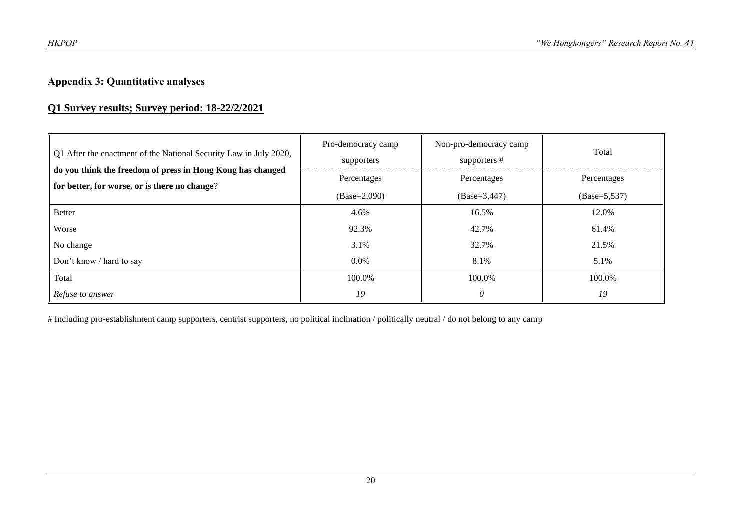## Appendix 3: Quantitative analyses

### Q1 Survey results; Survey period: 18-22/2/2021

| Q1 After the enactment of the National Security Law in July 2020, **do you think the freedom of press in Hong Kong has changed for better, for worse, or is there no change**? | Pro-democracy camp supporters | Non-pro-democracy camp supporters # | Total |
|---|---|---|---|
| | Percentages (Base=2,090) | Percentages (Base=3,447) | Percentages (Base=5,537) |
| Better | 4.6% | 16.5% | 12.0% |
| Worse | 92.3% | 42.7% | 61.4% |
| No change | 3.1% | 32.7% | 21.5% |
| Don't know / hard to say | 0.0% | 8.1% | 5.1% |
| Total | 100.0% | 100.0% | 100.0% |
| *Refuse to answer* | *19* | *0* | *19* |

# Including pro-establishment camp supporters, centrist supporters, no political inclination / politically neutral / do not belong to any camp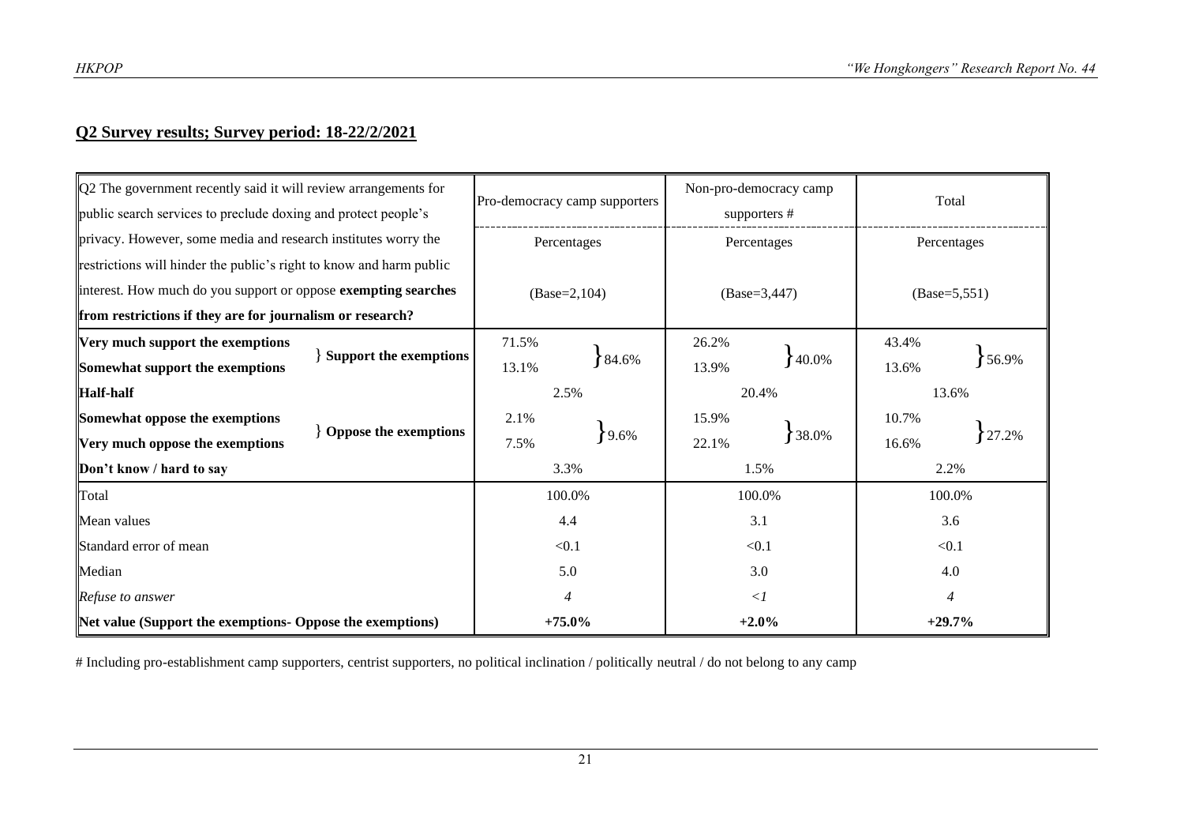## Q2 Survey results; Survey period: 18-22/2/2021

| Q2 The government recently said it will review arrangements for public search services to preclude doxing and protect people's privacy. However, some media and research institutes worry the restrictions will hinder the public's right to know and harm public interest. How much do you support or oppose **exempting searches from restrictions if they are for journalism or research?** | | Pro-democracy camp supporters | | Non-pro-democracy camp supporters # | | Total | |
|---|---|---|---|---|---|---|---|
| | | Percentages (Base=2,104) | | Percentages (Base=3,447) | | Percentages (Base=5,551) | |
| **Very much support the exemptions** | **Support the exemptions** | 71.5% | 84.6% | 26.2% | 40.0% | 43.4% | 56.9% |
| **Somewhat support the exemptions** | | 13.1% | | 13.9% | | 13.6% | |
| **Half-half** | | 2.5% | | 20.4% | | 13.6% | |
| **Somewhat oppose the exemptions** | **Oppose the exemptions** | 2.1% | 9.6% | 15.9% | 38.0% | 10.7% | 27.2% |
| **Very much oppose the exemptions** | | 7.5% | | 22.1% | | 16.6% | |
| **Don't know / hard to say** | | 3.3% | | 1.5% | | 2.2% | |
| Total | | 100.0% | | 100.0% | | 100.0% | |
| Mean values | | 4.4 | | 3.1 | | 3.6 | |
| Standard error of mean | | <0.1 | | <0.1 | | <0.1 | |
| Median | | 5.0 | | 3.0 | | 4.0 | |
| *Refuse to answer* | | *4* | | *<1* | | *4* | |
| **Net value (Support the exemptions- Oppose the exemptions)** | | **+75.0%** | | **+2.0%** | | **+29.7%** | |

# Including pro-establishment camp supporters, centrist supporters, no political inclination / politically neutral / do not belong to any camp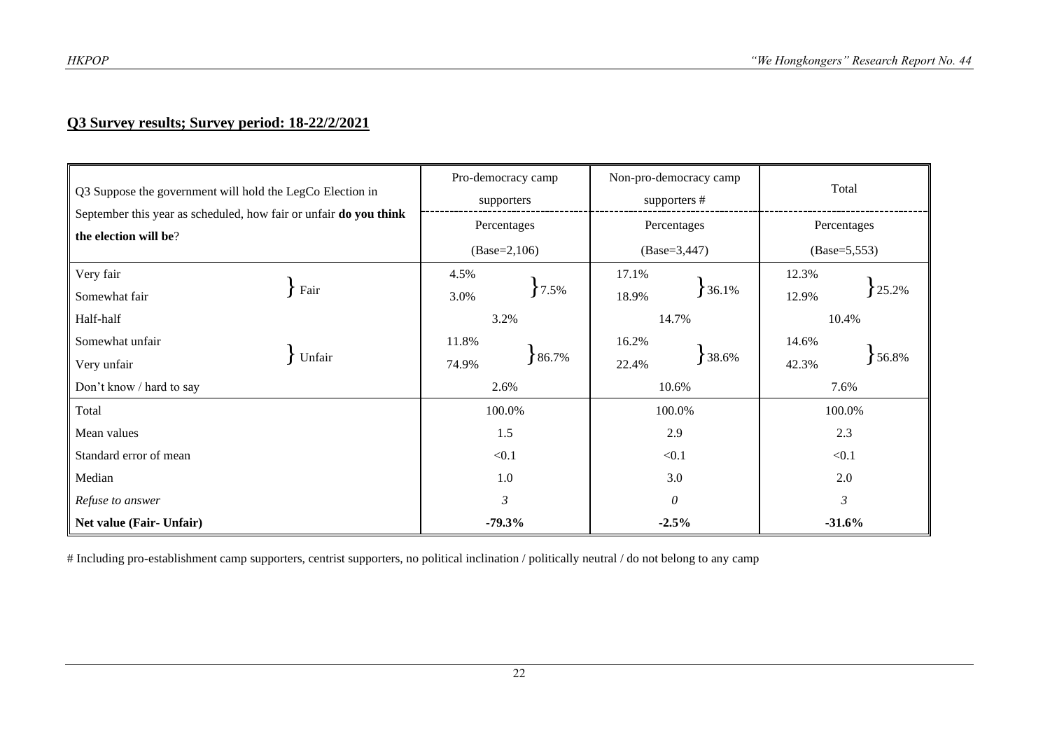**Q3 Survey results; Survey period: 18-22/2/2021**

| Q3 Suppose the government will hold the LegCo Election in September this year as scheduled, how fair or unfair **do you think the election will be**? | | Pro-democracy camp supporters | | Non-pro-democracy camp supporters # | | Total | |
|---|---|---|---|---|---|---|---|
| | | Percentages (Base=2,106) | | Percentages (Base=3,447) | | Percentages (Base=5,553) | |
| Very fair | Fair | 4.5% | 7.5% | 17.1% | 36.1% | 12.3% | 25.2% |
| Somewhat fair | | 3.0% | | 18.9% | | 12.9% | |
| Half-half | | 3.2% | | 14.7% | | 10.4% | |
| Somewhat unfair | Unfair | 11.8% | 86.7% | 16.2% | 38.6% | 14.6% | 56.8% |
| Very unfair | | 74.9% | | 22.4% | | 42.3% | |
| Don't know / hard to say | | 2.6% | | 10.6% | | 7.6% | |
| Total | | 100.0% | | 100.0% | | 100.0% | |
| Mean values | | 1.5 | | 2.9 | | 2.3 | |
| Standard error of mean | | <0.1 | | <0.1 | | <0.1 | |
| Median | | 1.0 | | 3.0 | | 2.0 | |
| *Refuse to answer* | | *3* | | *0* | | *3* | |
| **Net value (Fair- Unfair)** | | **-79.3%** | | **-2.5%** | | **-31.6%** | |

# Including pro-establishment camp supporters, centrist supporters, no political inclination / politically neutral / do not belong to any camp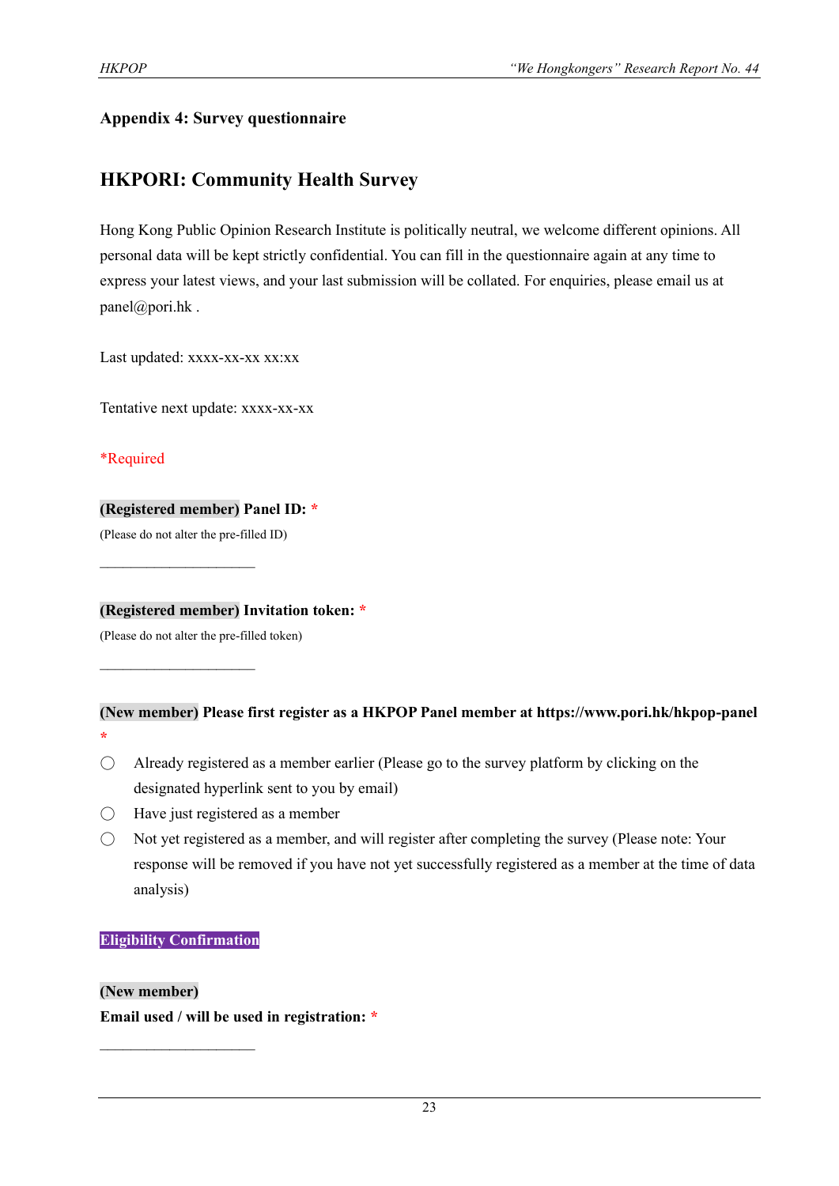## Appendix 4: Survey questionnaire

## HKPORI: Community Health Survey

Hong Kong Public Opinion Research Institute is politically neutral, we welcome different opinions. All personal data will be kept strictly confidential. You can fill in the questionnaire again at any time to express your latest views, and your last submission will be collated. For enquiries, please email us at panel@pori.hk .

Last updated: xxxx-xx-xx xx:xx

Tentative next update: xxxx-xx-xx

*Required

**(Registered member) Panel ID:** *

(Please do not alter the pre-filled ID)

\_\_\_\_\_\_\_\_\_\_\_\_\_\_\_\_\_\_\_\_\_\_

**(Registered member) Invitation token:** *

(Please do not alter the pre-filled token)

\_\_\_\_\_\_\_\_\_\_\_\_\_\_\_\_\_\_\_\_\_\_

**(New member) Please first register as a HKPOP Panel member at https://www.pori.hk/hkpop-panel** *

- ◯ Already registered as a member earlier (Please go to the survey platform by clicking on the designated hyperlink sent to you by email)
- ◯ Have just registered as a member
- ◯ Not yet registered as a member, and will register after completing the survey (Please note: Your response will be removed if you have not yet successfully registered as a member at the time of data analysis)

**Eligibility Confirmation**

**(New member)**

**Email used / will be used in registration:** *

\_\_\_\_\_\_\_\_\_\_\_\_\_\_\_\_\_\_\_\_\_\_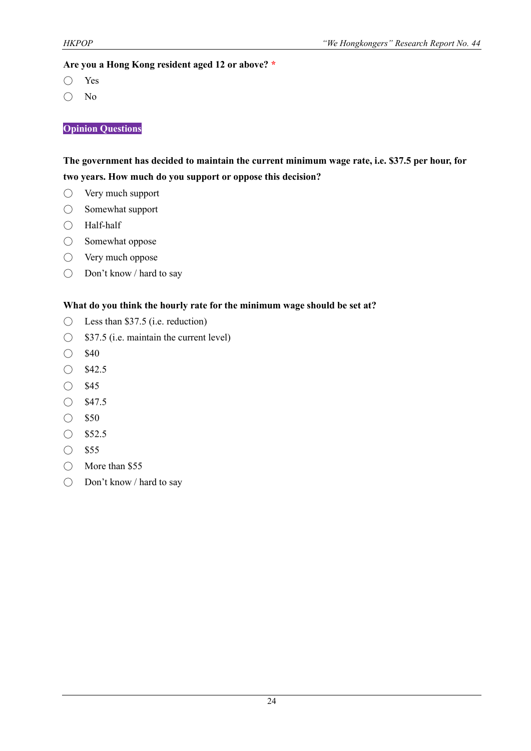**Are you a Hong Kong resident aged 12 or above?** *

- ◯ Yes
- ◯ No

**Opinion Questions**

**The government has decided to maintain the current minimum wage rate, i.e. $37.5 per hour, for two years. How much do you support or oppose this decision?**

- ◯ Very much support
- ◯ Somewhat support
- ◯ Half-half
- ◯ Somewhat oppose
- ◯ Very much oppose
- ◯ Don't know / hard to say

**What do you think the hourly rate for the minimum wage should be set at?**

- ◯ Less than $37.5 (i.e. reduction)
- ◯ $37.5 (i.e. maintain the current level)
- ◯ $40
- ◯ $42.5
- ◯ $45
- ◯ $47.5
- ◯ $50
- ◯ $52.5
- ◯ $55
- ◯ More than $55
- ◯ Don't know / hard to say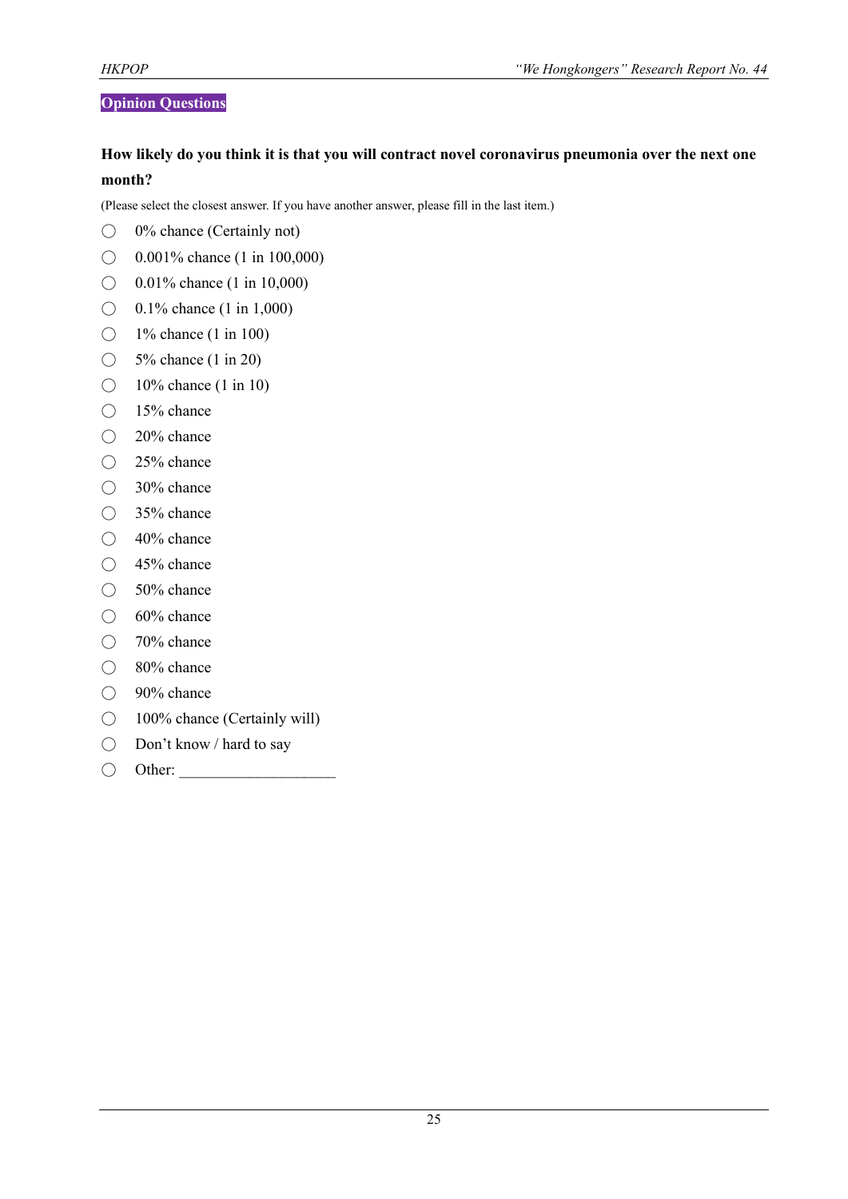**Opinion Questions**

**How likely do you think it is that you will contract novel coronavirus pneumonia over the next one month?**

(Please select the closest answer. If you have another answer, please fill in the last item.)

- ◯ 0% chance (Certainly not)
- ◯ 0.001% chance (1 in 100,000)
- ◯ 0.01% chance (1 in 10,000)
- ◯ 0.1% chance (1 in 1,000)
- ◯ 1% chance (1 in 100)
- ◯ 5% chance (1 in 20)
- ◯ 10% chance (1 in 10)
- ◯ 15% chance
- ◯ 20% chance
- ◯ 25% chance
- ◯ 30% chance
- ◯ 35% chance
- ◯ 40% chance
- ◯ 45% chance
- ◯ 50% chance
- ◯ 60% chance
- ◯ 70% chance
- ◯ 80% chance
- ◯ 90% chance
- ◯ 100% chance (Certainly will)
- ◯ Don't know / hard to say
- ◯ Other: ____________________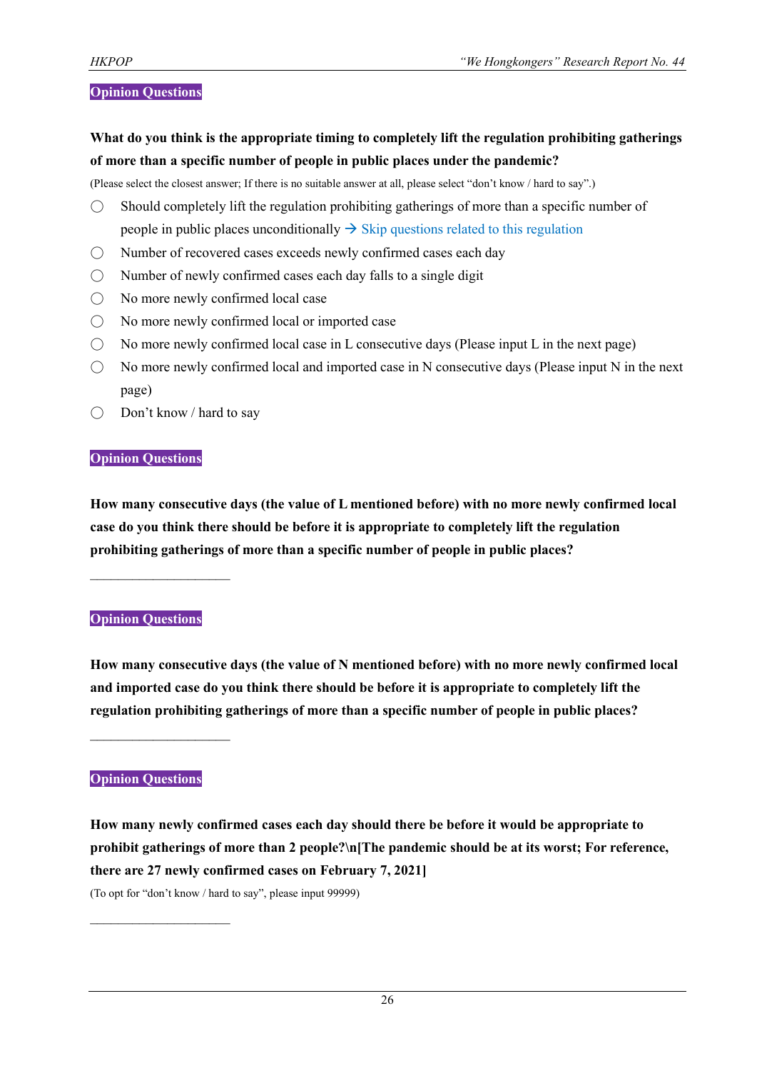**Opinion Questions**

**What do you think is the appropriate timing to completely lift the regulation prohibiting gatherings of more than a specific number of people in public places under the pandemic?**

(Please select the closest answer; If there is no suitable answer at all, please select "don't know / hard to say".)

- ◯ Should completely lift the regulation prohibiting gatherings of more than a specific number of people in public places unconditionally → Skip questions related to this regulation
- ◯ Number of recovered cases exceeds newly confirmed cases each day
- ◯ Number of newly confirmed cases each day falls to a single digit
- ◯ No more newly confirmed local case
- ◯ No more newly confirmed local or imported case
- ◯ No more newly confirmed local case in L consecutive days (Please input L in the next page)
- ◯ No more newly confirmed local and imported case in N consecutive days (Please input N in the next page)
- ◯ Don't know / hard to say

**Opinion Questions**

**How many consecutive days (the value of L mentioned before) with no more newly confirmed local case do you think there should be before it is appropriate to completely lift the regulation prohibiting gatherings of more than a specific number of people in public places?**

\_\_\_\_\_\_\_\_\_\_\_\_\_\_\_\_\_\_\_\_

**Opinion Questions**

**How many consecutive days (the value of N mentioned before) with no more newly confirmed local and imported case do you think there should be before it is appropriate to completely lift the regulation prohibiting gatherings of more than a specific number of people in public places?**

\_\_\_\_\_\_\_\_\_\_\_\_\_\_\_\_\_\_\_\_

**Opinion Questions**

**How many newly confirmed cases each day should there be before it would be appropriate to prohibit gatherings of more than 2 people?\n[The pandemic should be at its worst; For reference, there are 27 newly confirmed cases on February 7, 2021]**

(To opt for "don't know / hard to say", please input 99999)

\_\_\_\_\_\_\_\_\_\_\_\_\_\_\_\_\_\_\_\_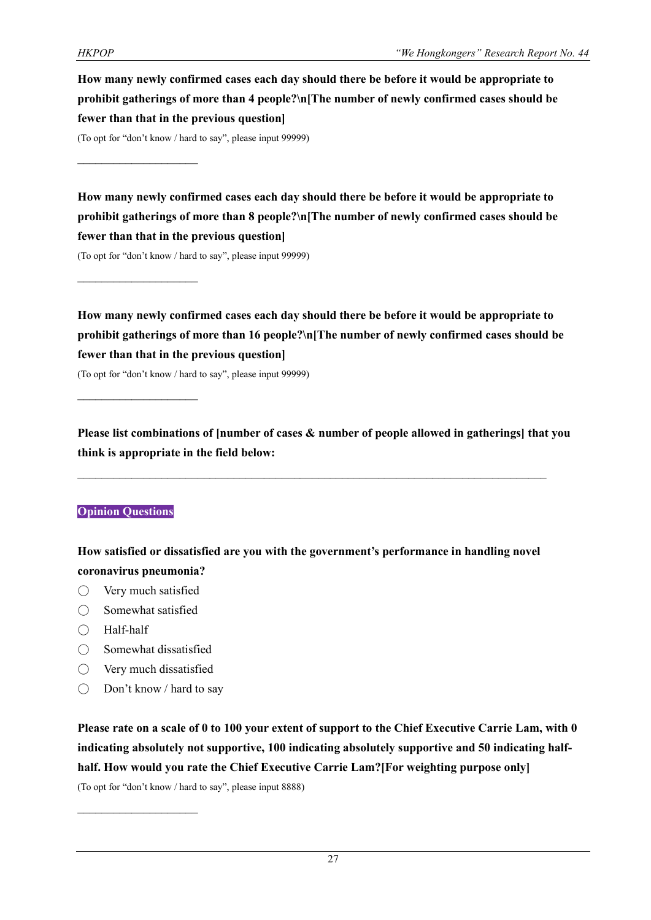**How many newly confirmed cases each day should there be before it would be appropriate to prohibit gatherings of more than 4 people?\n[The number of newly confirmed cases should be fewer than that in the previous question]**

(To opt for "don't know / hard to say", please input 99999)

\_\_\_\_\_\_\_\_\_\_\_\_\_\_\_\_\_\_\_\_\_\_

**How many newly confirmed cases each day should there be before it would be appropriate to prohibit gatherings of more than 8 people?\n[The number of newly confirmed cases should be fewer than that in the previous question]**

(To opt for "don't know / hard to say", please input 99999)

\_\_\_\_\_\_\_\_\_\_\_\_\_\_\_\_\_\_\_\_\_\_

**How many newly confirmed cases each day should there be before it would be appropriate to prohibit gatherings of more than 16 people?\n[The number of newly confirmed cases should be fewer than that in the previous question]**

(To opt for "don't know / hard to say", please input 99999)

\_\_\_\_\_\_\_\_\_\_\_\_\_\_\_\_\_\_\_\_\_\_

**Please list combinations of [number of cases & number of people allowed in gatherings] that you think is appropriate in the field below:**

\_\_\_\_\_\_\_\_\_\_\_\_\_\_\_\_\_\_\_\_\_\_\_\_\_\_\_\_\_\_\_\_\_\_\_\_\_\_\_\_\_\_\_\_\_\_\_\_\_\_\_\_\_\_\_\_\_\_\_\_\_\_\_\_\_\_\_\_\_\_\_\_\_\_\_\_\_\_\_\_\_\_

**Opinion Questions**

**How satisfied or dissatisfied are you with the government's performance in handling novel coronavirus pneumonia?**

- ◯ Very much satisfied
- ◯ Somewhat satisfied
- ◯ Half-half
- ◯ Somewhat dissatisfied
- ◯ Very much dissatisfied
- ◯ Don't know / hard to say

**Please rate on a scale of 0 to 100 your extent of support to the Chief Executive Carrie Lam, with 0 indicating absolutely not supportive, 100 indicating absolutely supportive and 50 indicating half-half. How would you rate the Chief Executive Carrie Lam?[For weighting purpose only]**

(To opt for "don't know / hard to say", please input 8888)

\_\_\_\_\_\_\_\_\_\_\_\_\_\_\_\_\_\_\_\_\_\_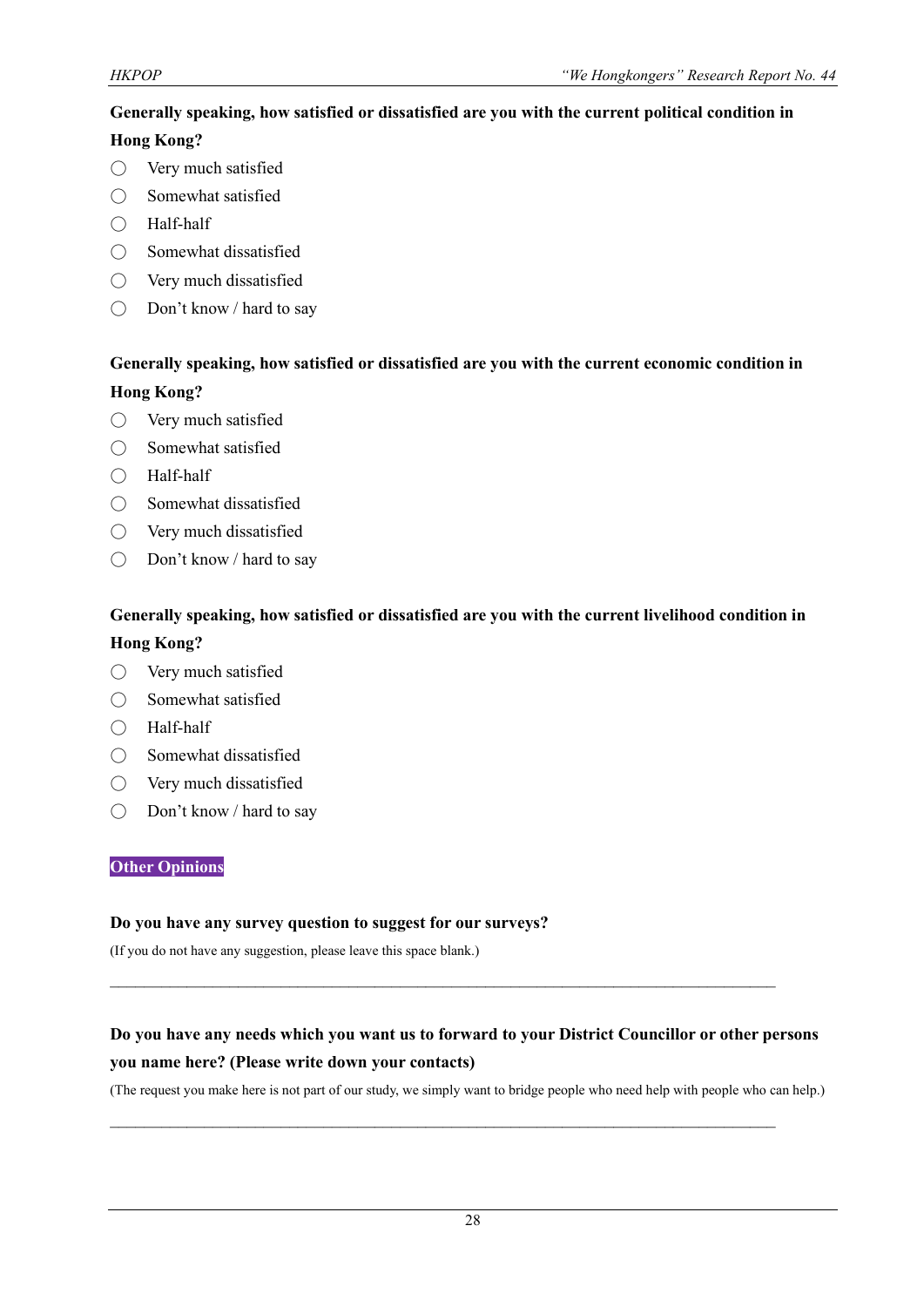**Generally speaking, how satisfied or dissatisfied are you with the current political condition in Hong Kong?**

- ◯ Very much satisfied
- ◯ Somewhat satisfied
- ◯ Half-half
- ◯ Somewhat dissatisfied
- ◯ Very much dissatisfied
- ◯ Don't know / hard to say

**Generally speaking, how satisfied or dissatisfied are you with the current economic condition in Hong Kong?**

- ◯ Very much satisfied
- ◯ Somewhat satisfied
- ◯ Half-half
- ◯ Somewhat dissatisfied
- ◯ Very much dissatisfied
- ◯ Don't know / hard to say

**Generally speaking, how satisfied or dissatisfied are you with the current livelihood condition in Hong Kong?**

- ◯ Very much satisfied
- ◯ Somewhat satisfied
- ◯ Half-half
- ◯ Somewhat dissatisfied
- ◯ Very much dissatisfied
- ◯ Don't know / hard to say

## Other Opinions

**Do you have any survey question to suggest for our surveys?**

(If you do not have any suggestion, please leave this space blank.)

\_\_\_\_\_\_\_\_\_\_\_\_\_\_\_\_\_\_\_\_\_\_\_\_\_\_\_\_\_\_\_\_\_\_\_\_\_\_\_\_\_\_\_\_\_\_\_\_\_\_\_\_\_\_\_\_\_\_\_\_\_\_\_\_\_\_\_\_\_\_\_\_

**Do you have any needs which you want us to forward to your District Councillor or other persons you name here? (Please write down your contacts)**

(The request you make here is not part of our study, we simply want to bridge people who need help with people who can help.)

\_\_\_\_\_\_\_\_\_\_\_\_\_\_\_\_\_\_\_\_\_\_\_\_\_\_\_\_\_\_\_\_\_\_\_\_\_\_\_\_\_\_\_\_\_\_\_\_\_\_\_\_\_\_\_\_\_\_\_\_\_\_\_\_\_\_\_\_\_\_\_\_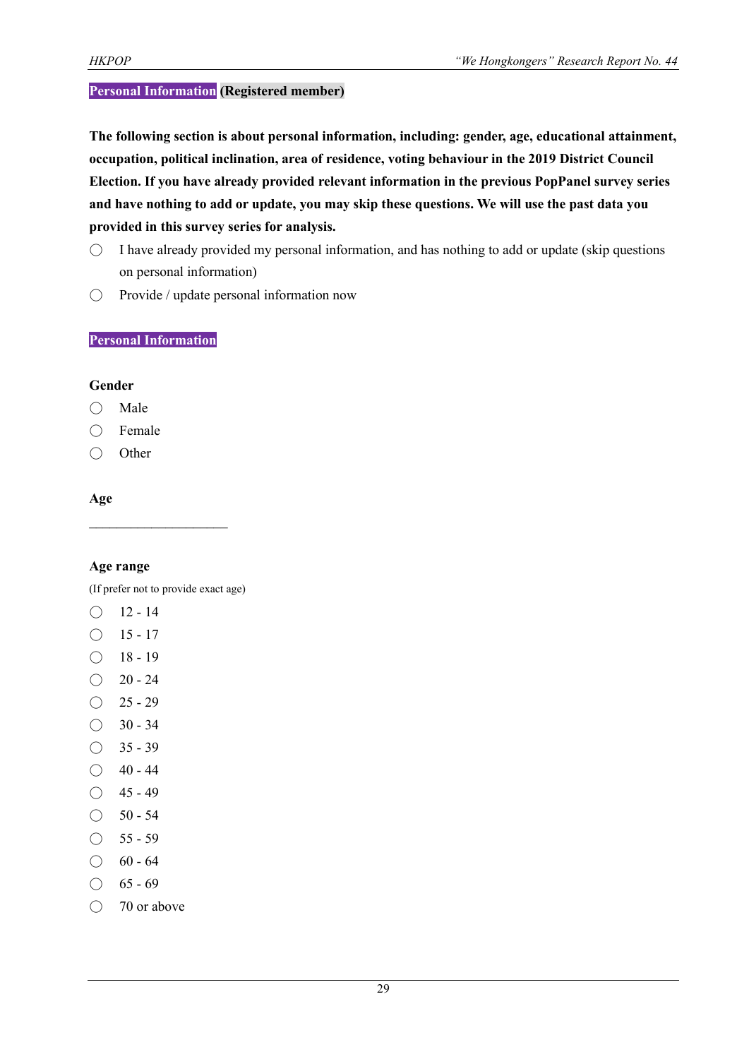**Personal Information** **(Registered member)**

**The following section is about personal information, including: gender, age, educational attainment, occupation, political inclination, area of residence, voting behaviour in the 2019 District Council Election. If you have already provided relevant information in the previous PopPanel survey series and have nothing to add or update, you may skip these questions. We will use the past data you provided in this survey series for analysis.**

- ◯ I have already provided my personal information, and has nothing to add or update (skip questions on personal information)
- ◯ Provide / update personal information now

**Personal Information**

**Gender**

- ◯ Male
- ◯ Female
- ◯ Other

**Age**

____________________

**Age range**

(If prefer not to provide exact age)

- ◯ 12 - 14
- ◯ 15 - 17
- ◯ 18 - 19
- ◯ 20 - 24
- ◯ 25 - 29
- ◯ 30 - 34
- ◯ 35 - 39
- ◯ 40 - 44
- ◯ 45 - 49
- ◯ 50 - 54
- ◯ 55 - 59
- ◯ 60 - 64
- ◯ 65 - 69
- ◯ 70 or above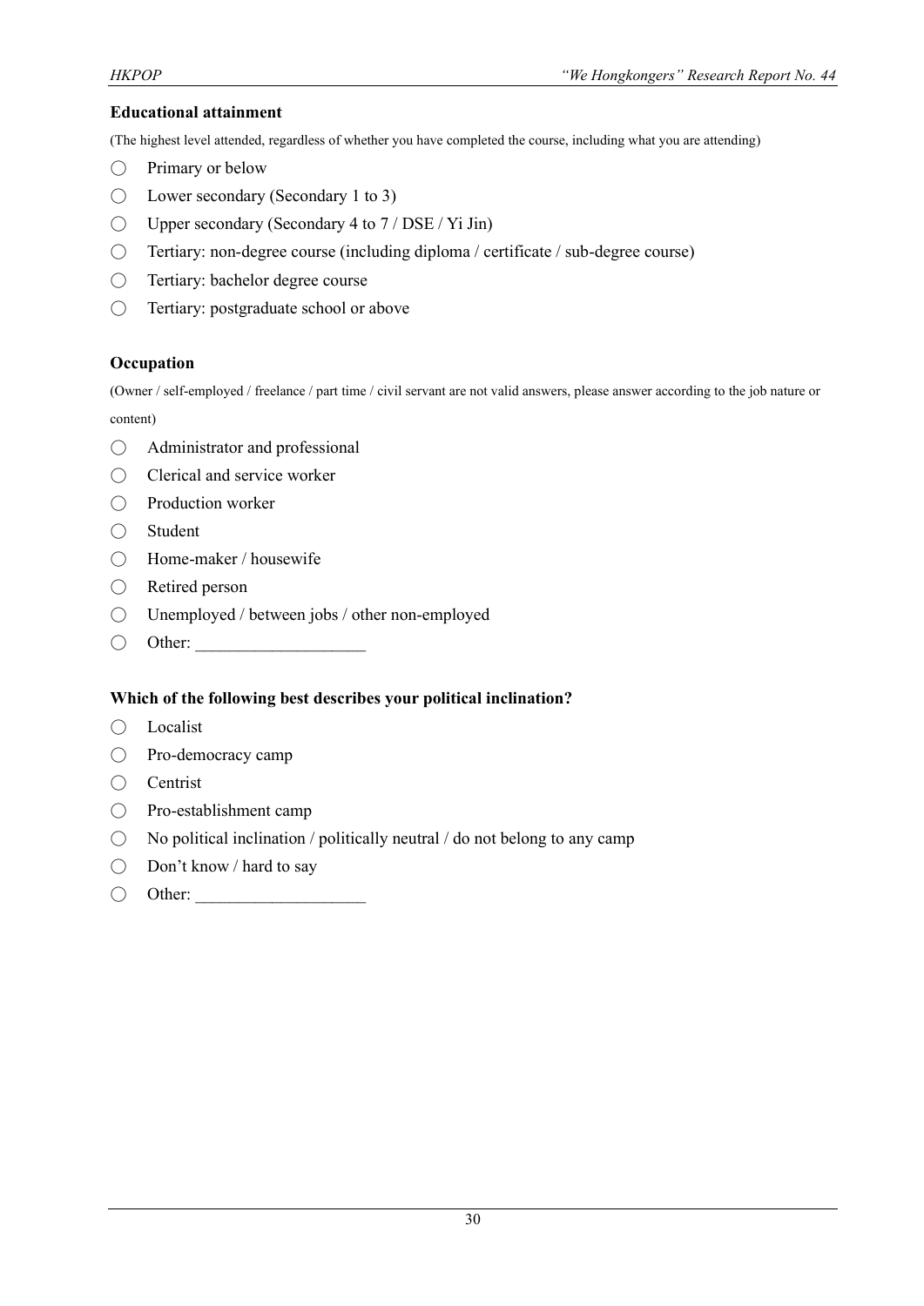**Educational attainment**

(The highest level attended, regardless of whether you have completed the course, including what you are attending)

- ◯ Primary or below
- ◯ Lower secondary (Secondary 1 to 3)
- ◯ Upper secondary (Secondary 4 to 7 / DSE / Yi Jin)
- ◯ Tertiary: non-degree course (including diploma / certificate / sub-degree course)
- ◯ Tertiary: bachelor degree course
- ◯ Tertiary: postgraduate school or above

**Occupation**

(Owner / self-employed / freelance / part time / civil servant are not valid answers, please answer according to the job nature or content)

- ◯ Administrator and professional
- ◯ Clerical and service worker
- ◯ Production worker
- ◯ Student
- ◯ Home-maker / housewife
- ◯ Retired person
- ◯ Unemployed / between jobs / other non-employed
- ◯ Other: ____________________

**Which of the following best describes your political inclination?**

- ◯ Localist
- ◯ Pro-democracy camp
- ◯ Centrist
- ◯ Pro-establishment camp
- ◯ No political inclination / politically neutral / do not belong to any camp
- ◯ Don't know / hard to say
- ◯ Other: ____________________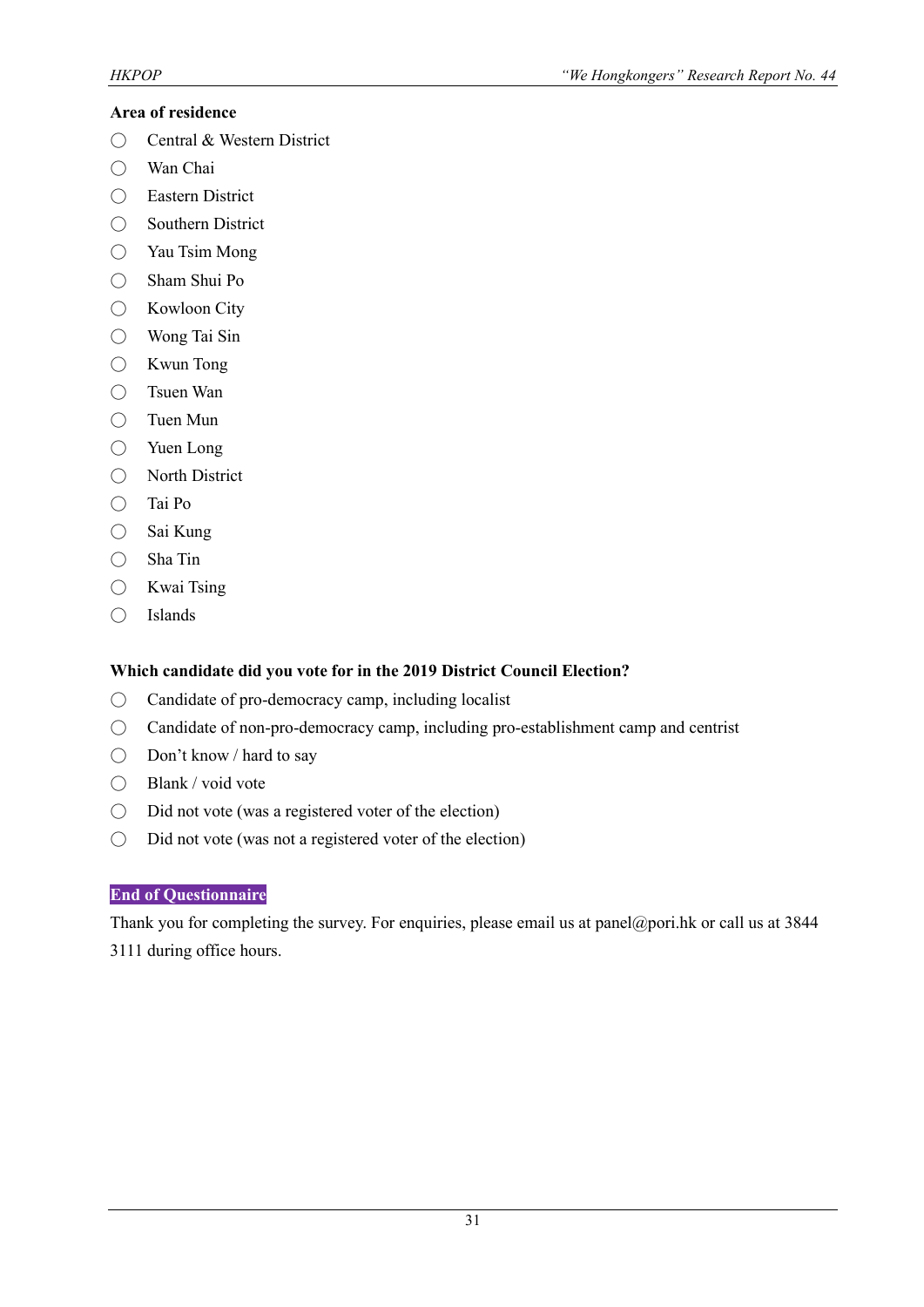**Area of residence**

- ◯ Central & Western District
- ◯ Wan Chai
- ◯ Eastern District
- ◯ Southern District
- ◯ Yau Tsim Mong
- ◯ Sham Shui Po
- ◯ Kowloon City
- ◯ Wong Tai Sin
- ◯ Kwun Tong
- ◯ Tsuen Wan
- ◯ Tuen Mun
- ◯ Yuen Long
- ◯ North District
- ◯ Tai Po
- ◯ Sai Kung
- ◯ Sha Tin
- ◯ Kwai Tsing
- ◯ Islands

**Which candidate did you vote for in the 2019 District Council Election?**

- ◯ Candidate of pro-democracy camp, including localist
- ◯ Candidate of non-pro-democracy camp, including pro-establishment camp and centrist
- ◯ Don't know / hard to say
- ◯ Blank / void vote
- ◯ Did not vote (was a registered voter of the election)
- ◯ Did not vote (was not a registered voter of the election)

**End of Questionnaire**

Thank you for completing the survey. For enquiries, please email us at panel@pori.hk or call us at 3844 3111 during office hours.